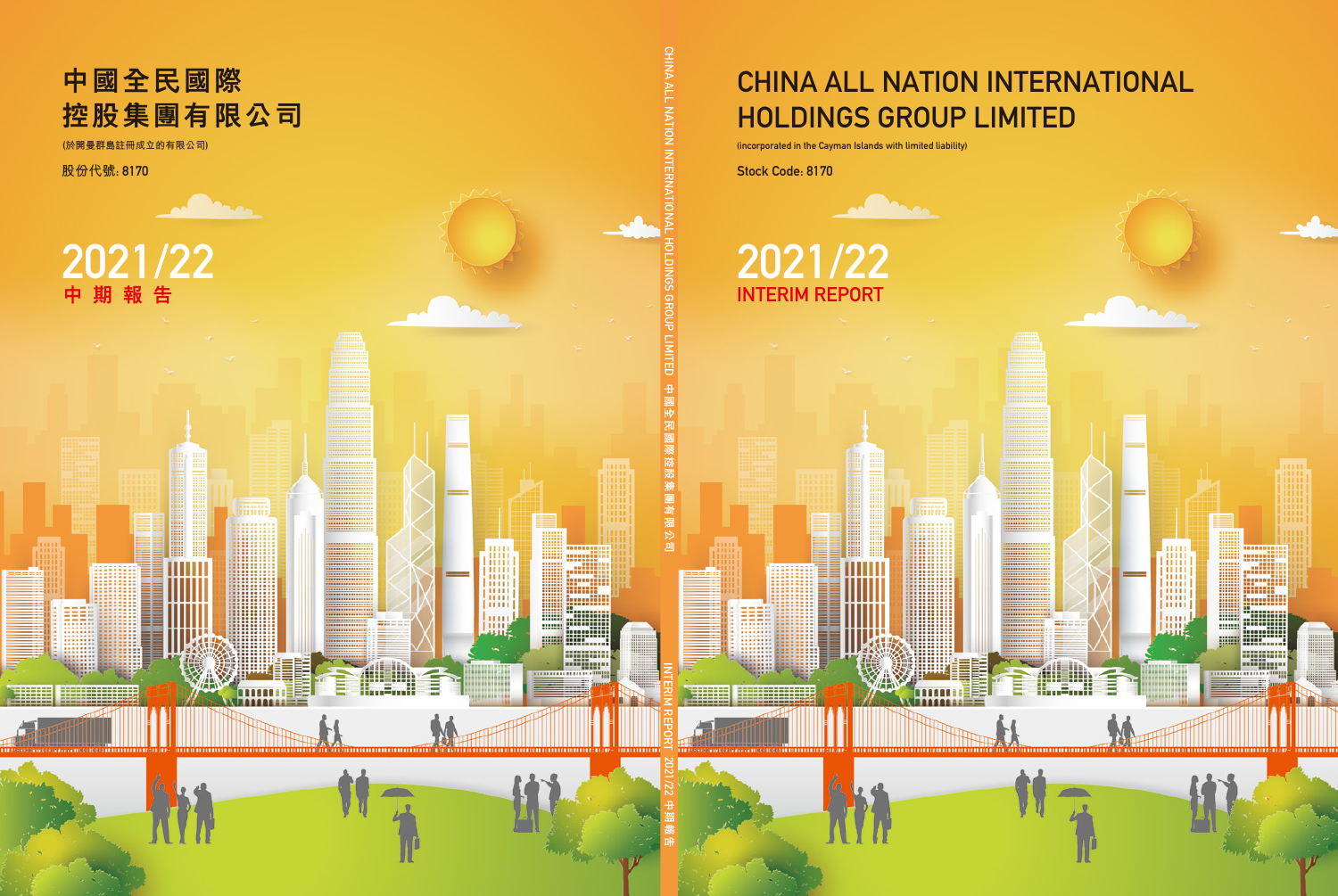# 中國全民國際控股集團有限公司

(於開曼群島註冊成立的有限公司)

股份代號: 8170

## 2021/22

## 中期報告

CHINA ALL NATION INTERNATIONAL HOLDINGS GROUP LIMITED 中國全民國際控股集團有限公司 INTERIM REPORT 2021/22 中期報告

# CHINA ALL NATION INTERNATIONAL HOLDINGS GROUP LIMITED

(incorporated in the Cayman Islands with limited liability)

Stock Code: 8170

## 2021/22

## INTERIM REPORT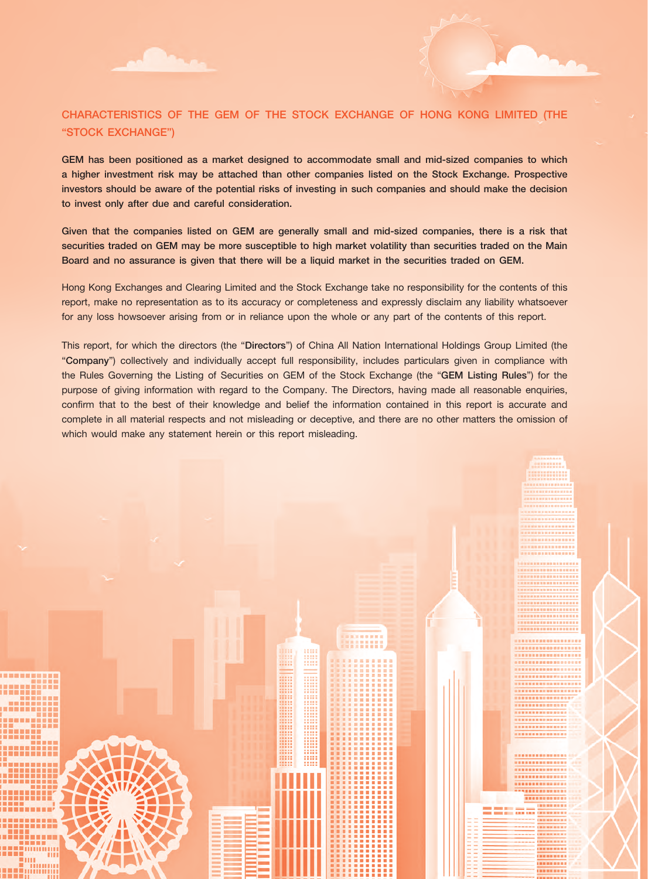## CHARACTERISTICS OF THE GEM OF THE STOCK EXCHANGE OF HONG KONG LIMITED (THE "STOCK EXCHANGE")

**GEM has been positioned as a market designed to accommodate small and mid-sized companies to which a higher investment risk may be attached than other companies listed on the Stock Exchange. Prospective investors should be aware of the potential risks of investing in such companies and should make the decision to invest only after due and careful consideration.**

**Given that the companies listed on GEM are generally small and mid-sized companies, there is a risk that securities traded on GEM may be more susceptible to high market volatility than securities traded on the Main Board and no assurance is given that there will be a liquid market in the securities traded on GEM.**

Hong Kong Exchanges and Clearing Limited and the Stock Exchange take no responsibility for the contents of this report, make no representation as to its accuracy or completeness and expressly disclaim any liability whatsoever for any loss howsoever arising from or in reliance upon the whole or any part of the contents of this report.

This report, for which the directors (the "**Directors**") of China All Nation International Holdings Group Limited (the "**Company**") collectively and individually accept full responsibility, includes particulars given in compliance with the Rules Governing the Listing of Securities on GEM of the Stock Exchange (the "**GEM Listing Rules**") for the purpose of giving information with regard to the Company. The Directors, having made all reasonable enquiries, confirm that to the best of their knowledge and belief the information contained in this report is accurate and complete in all material respects and not misleading or deceptive, and there are no other matters the omission of which would make any statement herein or this report misleading.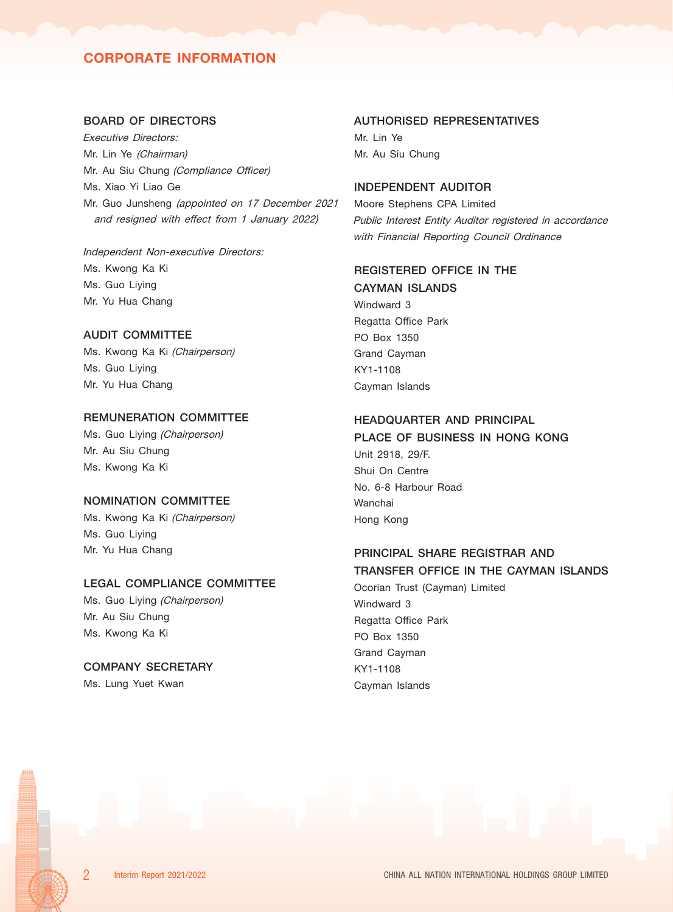# CORPORATE INFORMATION

## BOARD OF DIRECTORS

*Executive Directors:*

Mr. Lin Ye *(Chairman)*
Mr. Au Siu Chung *(Compliance Officer)*
Ms. Xiao Yi Liao Ge
Mr. Guo Junsheng *(appointed on 17 December 2021 and resigned with effect from 1 January 2022)*

*Independent Non-executive Directors:*

Ms. Kwong Ka Ki
Ms. Guo Liying
Mr. Yu Hua Chang

## AUDIT COMMITTEE

Ms. Kwong Ka Ki *(Chairperson)*
Ms. Guo Liying
Mr. Yu Hua Chang

## REMUNERATION COMMITTEE

Ms. Guo Liying *(Chairperson)*
Mr. Au Siu Chung
Ms. Kwong Ka Ki

## NOMINATION COMMITTEE

Ms. Kwong Ka Ki *(Chairperson)*
Ms. Guo Liying
Mr. Yu Hua Chang

## LEGAL COMPLIANCE COMMITTEE

Ms. Guo Liying *(Chairperson)*
Mr. Au Siu Chung
Ms. Kwong Ka Ki

## COMPANY SECRETARY

Ms. Lung Yuet Kwan

## AUTHORISED REPRESENTATIVES

Mr. Lin Ye
Mr. Au Siu Chung

## INDEPENDENT AUDITOR

Moore Stephens CPA Limited
*Public Interest Entity Auditor registered in accordance with Financial Reporting Council Ordinance*

## REGISTERED OFFICE IN THE CAYMAN ISLANDS

Windward 3
Regatta Office Park
PO Box 1350
Grand Cayman
KY1-1108
Cayman Islands

## HEADQUARTER AND PRINCIPAL PLACE OF BUSINESS IN HONG KONG

Unit 2918, 29/F.
Shui On Centre
No. 6-8 Harbour Road
Wanchai
Hong Kong

## PRINCIPAL SHARE REGISTRAR AND TRANSFER OFFICE IN THE CAYMAN ISLANDS

Ocorian Trust (Cayman) Limited
Windward 3
Regatta Office Park
PO Box 1350
Grand Cayman
KY1-1108
Cayman Islands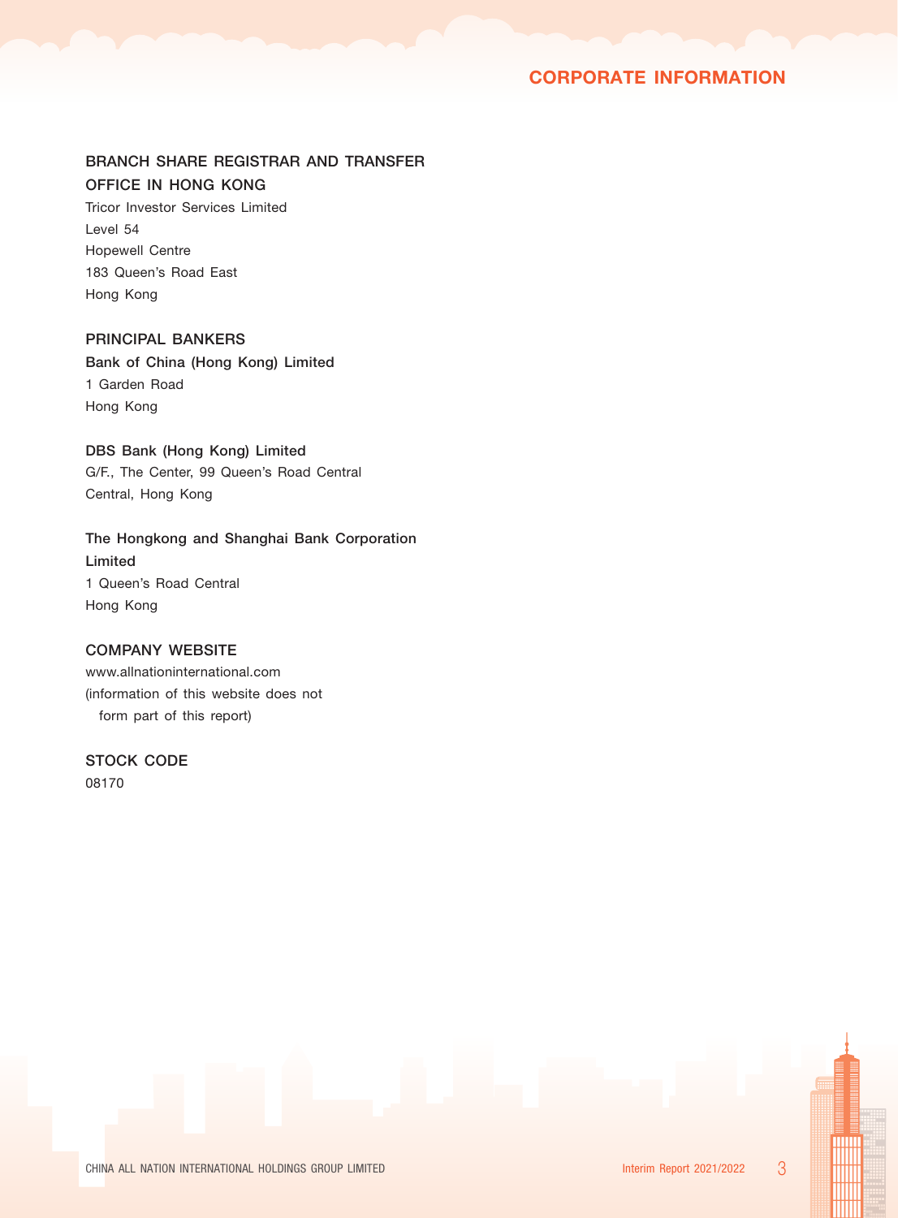# CORPORATE INFORMATION

## BRANCH SHARE REGISTRAR AND TRANSFER OFFICE IN HONG KONG

Tricor Investor Services Limited
Level 54
Hopewell Centre
183 Queen's Road East
Hong Kong

## PRINCIPAL BANKERS

**Bank of China (Hong Kong) Limited**
1 Garden Road
Hong Kong

**DBS Bank (Hong Kong) Limited**
G/F., The Center, 99 Queen's Road Central
Central, Hong Kong

**The Hongkong and Shanghai Bank Corporation Limited**
1 Queen's Road Central
Hong Kong

## COMPANY WEBSITE

www.allnationinternational.com
(information of this website does not form part of this report)

## STOCK CODE

08170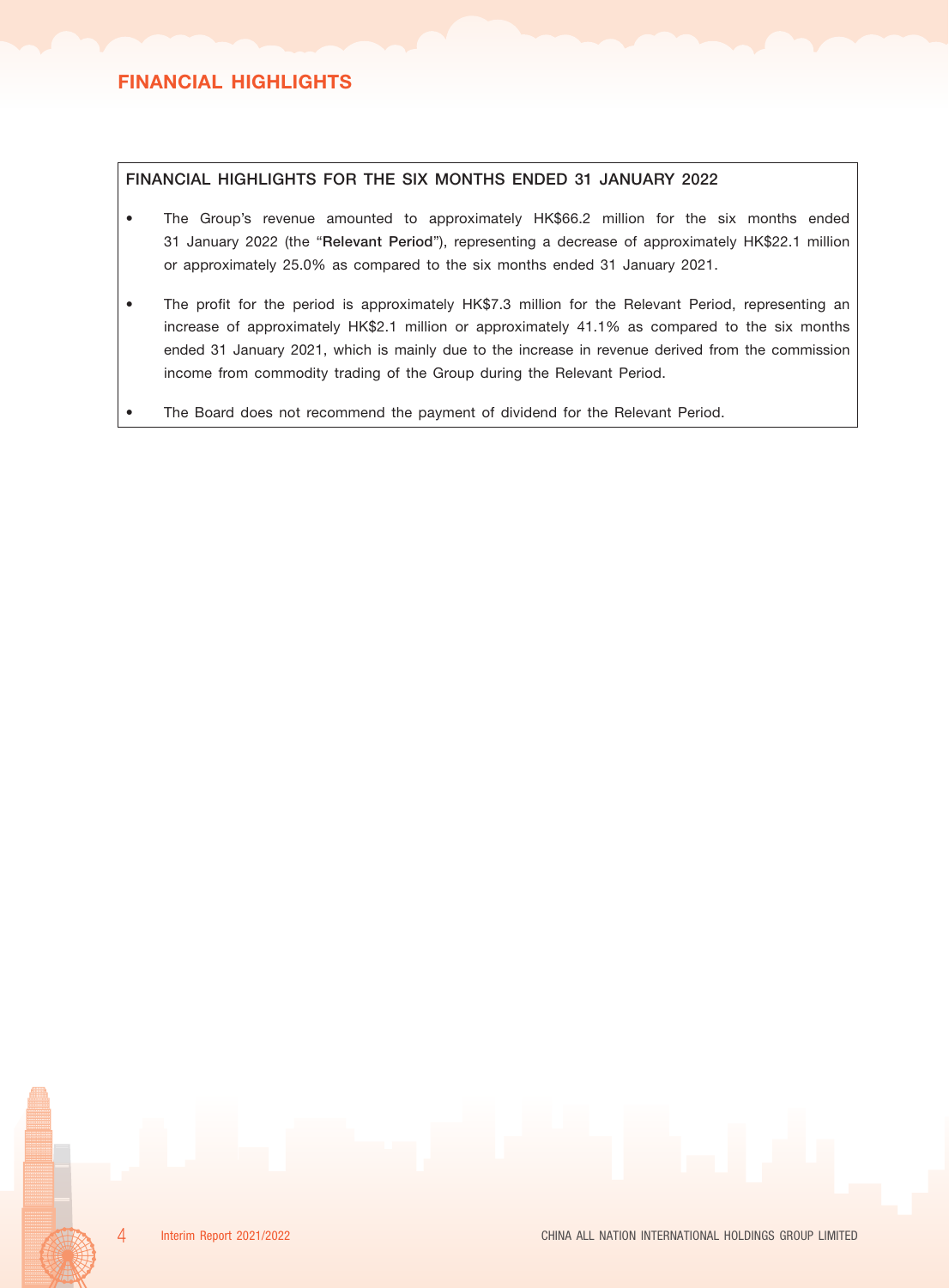# FINANCIAL HIGHLIGHTS

## FINANCIAL HIGHLIGHTS FOR THE SIX MONTHS ENDED 31 JANUARY 2022

- The Group's revenue amounted to approximately HK$66.2 million for the six months ended 31 January 2022 (the "**Relevant Period**"), representing a decrease of approximately HK$22.1 million or approximately 25.0% as compared to the six months ended 31 January 2021.
- The profit for the period is approximately HK$7.3 million for the Relevant Period, representing an increase of approximately HK$2.1 million or approximately 41.1% as compared to the six months ended 31 January 2021, which is mainly due to the increase in revenue derived from the commission income from commodity trading of the Group during the Relevant Period.
- The Board does not recommend the payment of dividend for the Relevant Period.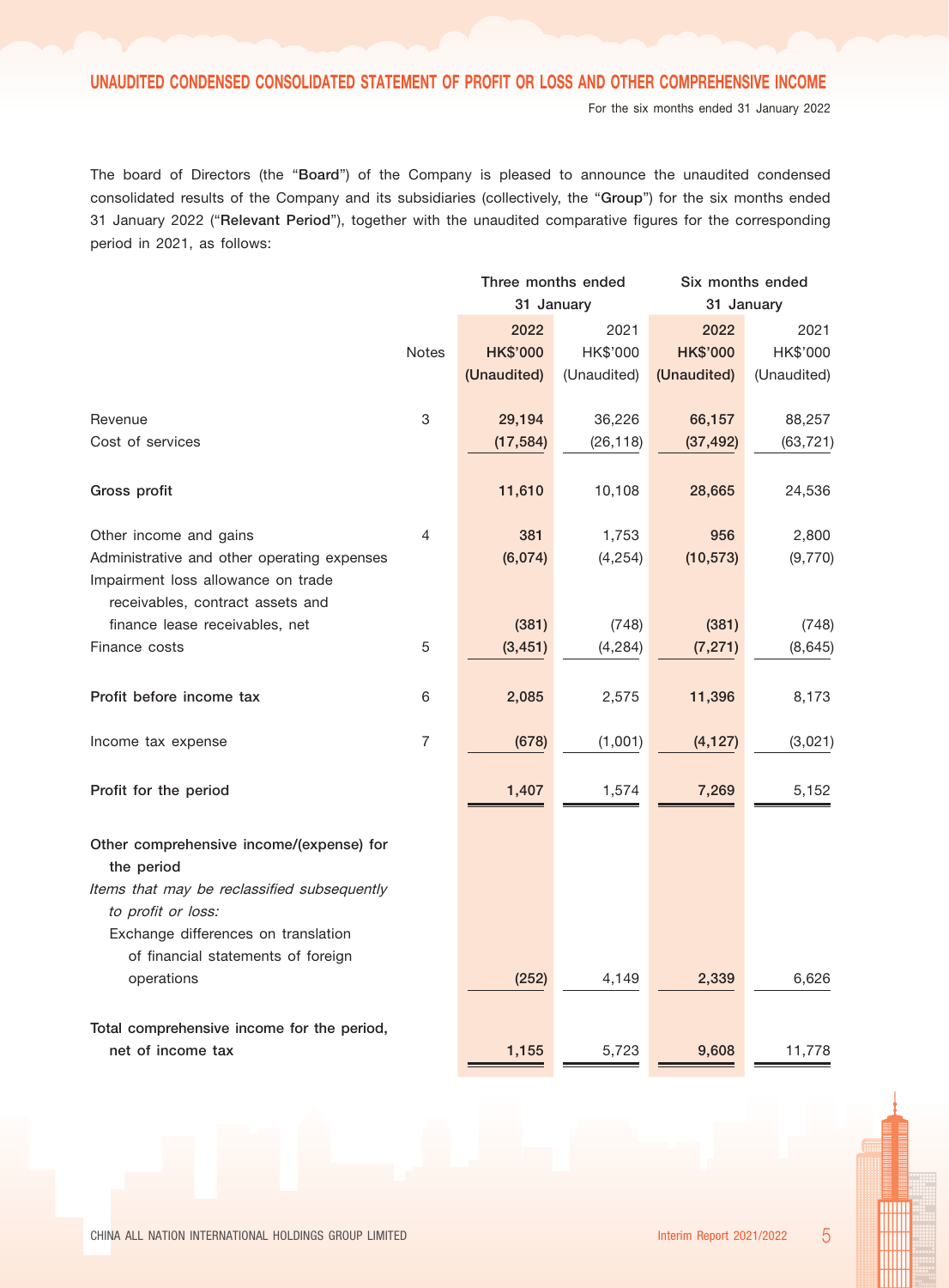## UNAUDITED CONDENSED CONSOLIDATED STATEMENT OF PROFIT OR LOSS AND OTHER COMPREHENSIVE INCOME

For the six months ended 31 January 2022

The board of Directors (the "**Board**") of the Company is pleased to announce the unaudited condensed consolidated results of the Company and its subsidiaries (collectively, the "**Group**") for the six months ended 31 January 2022 ("**Relevant Period**"), together with the unaudited comparative figures for the corresponding period in 2021, as follows:

| | | Three months ended 31 January | | Six months ended 31 January | |
|---|---|---|---|---|---|
| | Notes | **2022 HK$'000 (Unaudited)** | 2021 HK$'000 (Unaudited) | **2022 HK$'000 (Unaudited)** | 2021 HK$'000 (Unaudited) |
| Revenue | 3 | **29,194** | 36,226 | **66,157** | 88,257 |
| Cost of services | | **(17,584)** | (26,118) | **(37,492)** | (63,721) |
| **Gross profit** | | **11,610** | 10,108 | **28,665** | 24,536 |
| Other income and gains | 4 | **381** | 1,753 | **956** | 2,800 |
| Administrative and other operating expenses | | **(6,074)** | (4,254) | **(10,573)** | (9,770) |
| Impairment loss allowance on trade receivables, contract assets and finance lease receivables, net | | **(381)** | (748) | **(381)** | (748) |
| Finance costs | 5 | **(3,451)** | (4,284) | **(7,271)** | (8,645) |
| **Profit before income tax** | 6 | **2,085** | 2,575 | **11,396** | 8,173 |
| Income tax expense | 7 | **(678)** | (1,001) | **(4,127)** | (3,021) |
| **Profit for the period** | | **1,407** | 1,574 | **7,269** | 5,152 |
| **Other comprehensive income/(expense) for the period** | | | | | |
| *Items that may be reclassified subsequently to profit or loss:* | | | | | |
| Exchange differences on translation of financial statements of foreign operations | | **(252)** | 4,149 | **2,339** | 6,626 |
| **Total comprehensive income for the period, net of income tax** | | **1,155** | 5,723 | **9,608** | 11,778 |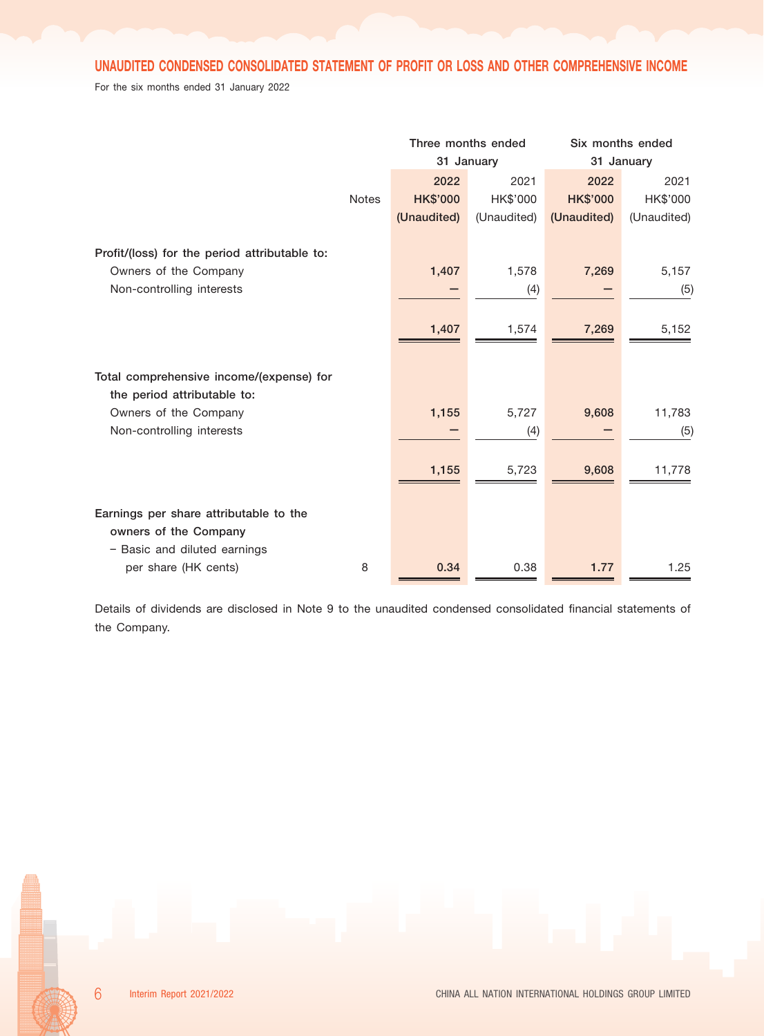## UNAUDITED CONDENSED CONSOLIDATED STATEMENT OF PROFIT OR LOSS AND OTHER COMPREHENSIVE INCOME

For the six months ended 31 January 2022

| | Notes | Three months ended 31 January | | Six months ended 31 January | |
|---|---|---|---|---|---|
| | | **2022** | 2021 | **2022** | 2021 |
| | | **HK$'000** | HK$'000 | **HK$'000** | HK$'000 |
| | | **(Unaudited)** | (Unaudited) | **(Unaudited)** | (Unaudited) |
| **Profit/(loss) for the period attributable to:** | | | | | |
| Owners of the Company | | **1,407** | 1,578 | **7,269** | 5,157 |
| Non-controlling interests | | **–** | (4) | **–** | (5) |
| | | **1,407** | 1,574 | **7,269** | 5,152 |
| **Total comprehensive income/(expense) for the period attributable to:** | | | | | |
| Owners of the Company | | **1,155** | 5,727 | **9,608** | 11,783 |
| Non-controlling interests | | **–** | (4) | **–** | (5) |
| | | **1,155** | 5,723 | **9,608** | 11,778 |
| **Earnings per share attributable to the owners of the Company** | | | | | |
| – Basic and diluted earnings per share (HK cents) | 8 | **0.34** | 0.38 | **1.77** | 1.25 |

Details of dividends are disclosed in Note 9 to the unaudited condensed consolidated financial statements of the Company.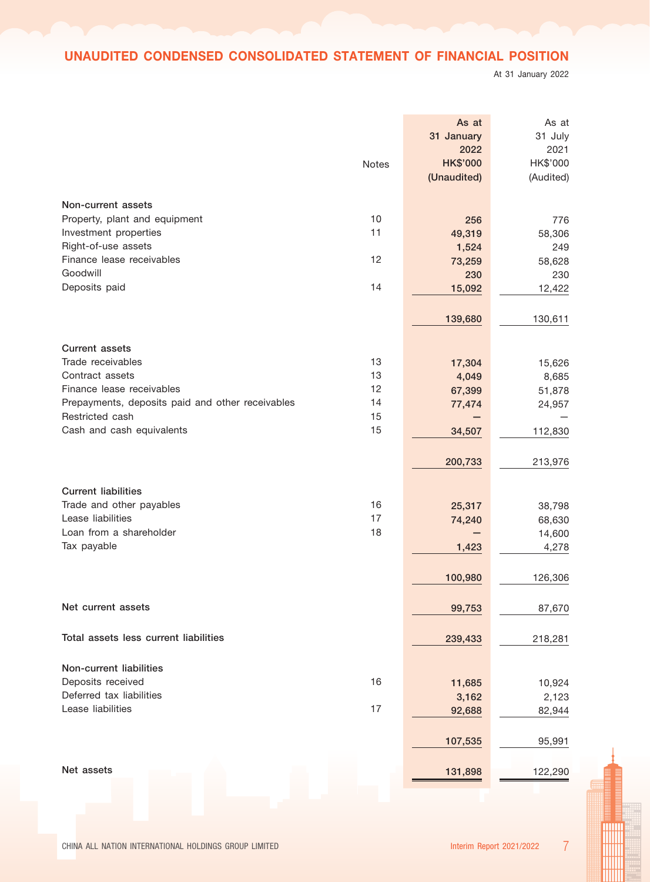# UNAUDITED CONDENSED CONSOLIDATED STATEMENT OF FINANCIAL POSITION

At 31 January 2022

| | Notes | As at 31 January 2022 HK$'000 (Unaudited) | As at 31 July 2021 HK$'000 (Audited) |
|---|---|---|---|
| **Non-current assets** | | | |
| Property, plant and equipment | 10 | 256 | 776 |
| Investment properties | 11 | 49,319 | 58,306 |
| Right-of-use assets | | 1,524 | 249 |
| Finance lease receivables | 12 | 73,259 | 58,628 |
| Goodwill | | 230 | 230 |
| Deposits paid | 14 | 15,092 | 12,422 |
| | | 139,680 | 130,611 |
| **Current assets** | | | |
| Trade receivables | 13 | 17,304 | 15,626 |
| Contract assets | 13 | 4,049 | 8,685 |
| Finance lease receivables | 12 | 67,399 | 51,878 |
| Prepayments, deposits paid and other receivables | 14 | 77,474 | 24,957 |
| Restricted cash | 15 | — | — |
| Cash and cash equivalents | 15 | 34,507 | 112,830 |
| | | 200,733 | 213,976 |
| **Current liabilities** | | | |
| Trade and other payables | 16 | 25,317 | 38,798 |
| Lease liabilities | 17 | 74,240 | 68,630 |
| Loan from a shareholder | 18 | — | 14,600 |
| Tax payable | | 1,423 | 4,278 |
| | | 100,980 | 126,306 |
| **Net current assets** | | 99,753 | 87,670 |
| **Total assets less current liabilities** | | 239,433 | 218,281 |
| **Non-current liabilities** | | | |
| Deposits received | 16 | 11,685 | 10,924 |
| Deferred tax liabilities | | 3,162 | 2,123 |
| Lease liabilities | 17 | 92,688 | 82,944 |
| | | 107,535 | 95,991 |
| **Net assets** | | 131,898 | 122,290 |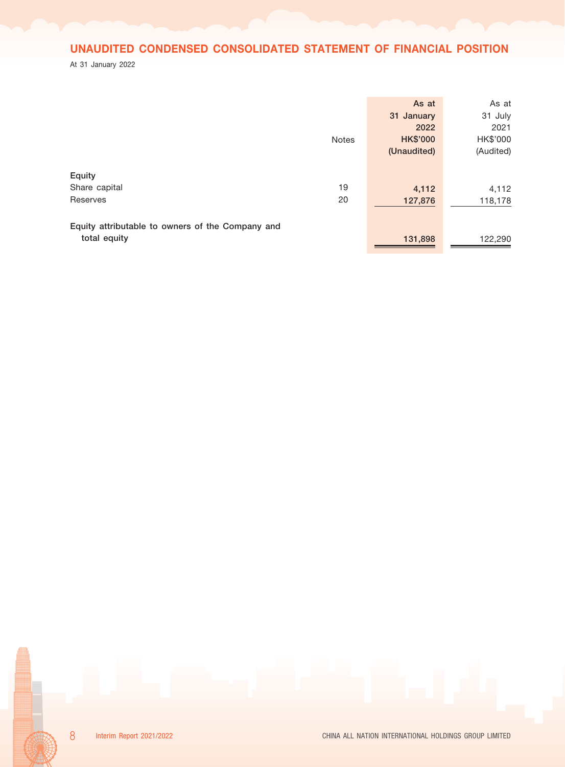## UNAUDITED CONDENSED CONSOLIDATED STATEMENT OF FINANCIAL POSITION

At 31 January 2022

| | Notes | As at 31 January 2022 HK$'000 (Unaudited) | As at 31 July 2021 HK$'000 (Audited) |
|---|---|---|---|
| **Equity** | | | |
| Share capital | 19 | 4,112 | 4,112 |
| Reserves | 20 | 127,876 | 118,178 |
| Equity attributable to owners of the Company and total equity | | 131,898 | 122,290 |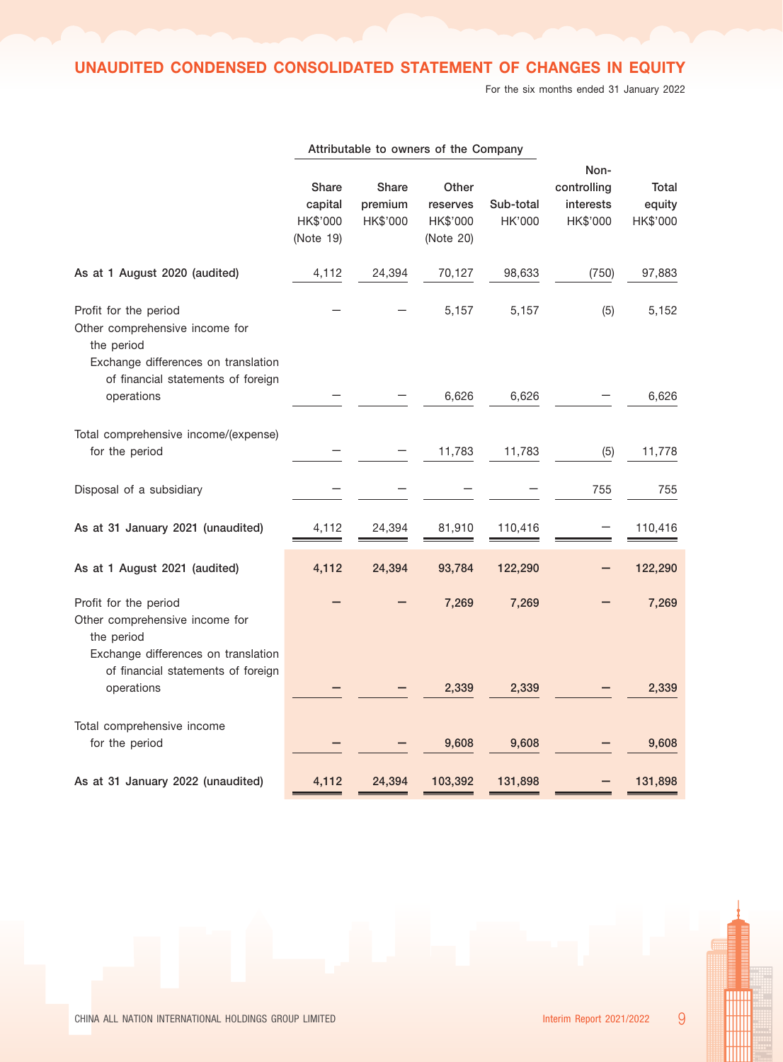# UNAUDITED CONDENSED CONSOLIDATED STATEMENT OF CHANGES IN EQUITY

For the six months ended 31 January 2022

| | Attributable to owners of the Company | | | | | |
|---|---|---|---|---|---|---|
| | Share capital HK$'000 (Note 19) | Share premium HK$'000 | Other reserves HK$'000 (Note 20) | Sub-total HK'000 | Non-controlling interests HK$'000 | Total equity HK$'000 |
| **As at 1 August 2020 (audited)** | 4,112 | 24,394 | 70,127 | 98,633 | (750) | 97,883 |
| Profit for the period | – | – | 5,157 | 5,157 | (5) | 5,152 |
| Other comprehensive income for the period | | | | | | |
| Exchange differences on translation of financial statements of foreign operations | – | – | 6,626 | 6,626 | – | 6,626 |
| Total comprehensive income/(expense) for the period | – | – | 11,783 | 11,783 | (5) | 11,778 |
| Disposal of a subsidiary | – | – | – | – | 755 | 755 |
| **As at 31 January 2021 (unaudited)** | 4,112 | 24,394 | 81,910 | 110,416 | – | 110,416 |
| **As at 1 August 2021 (audited)** | **4,112** | **24,394** | **93,784** | **122,290** | **–** | **122,290** |
| Profit for the period | **–** | **–** | **7,269** | **7,269** | **–** | **7,269** |
| Other comprehensive income for the period | | | | | | |
| Exchange differences on translation of financial statements of foreign operations | **–** | **–** | **2,339** | **2,339** | **–** | **2,339** |
| Total comprehensive income for the period | **–** | **–** | **9,608** | **9,608** | **–** | **9,608** |
| **As at 31 January 2022 (unaudited)** | **4,112** | **24,394** | **103,392** | **131,898** | **–** | **131,898** |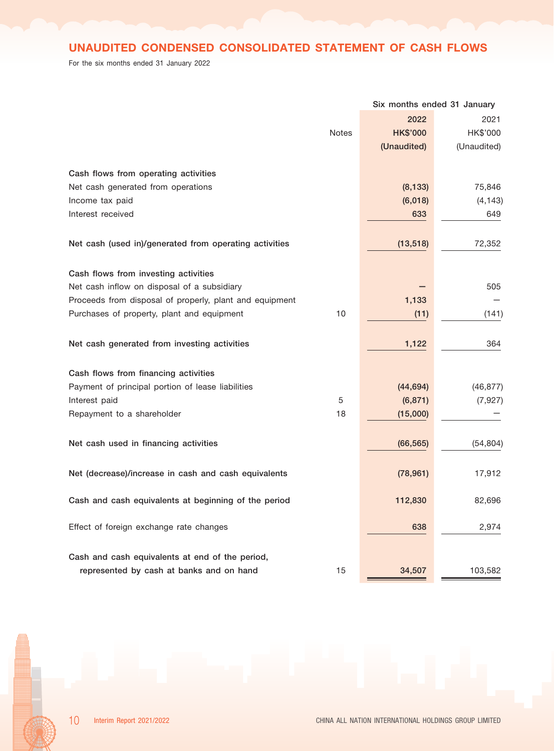## UNAUDITED CONDENSED CONSOLIDATED STATEMENT OF CASH FLOWS

For the six months ended 31 January 2022

| | Notes | Six months ended 31 January 2022 HK$'000 (Unaudited) | 2021 HK$'000 (Unaudited) |
|---|---|---|---|
| **Cash flows from operating activities** | | | |
| Net cash generated from operations | | **(8,133)** | 75,846 |
| Income tax paid | | **(6,018)** | (4,143) |
| Interest received | | **633** | 649 |
| **Net cash (used in)/generated from operating activities** | | **(13,518)** | 72,352 |
| **Cash flows from investing activities** | | | |
| Net cash inflow on disposal of a subsidiary | | **–** | 505 |
| Proceeds from disposal of properly, plant and equipment | | **1,133** | – |
| Purchases of property, plant and equipment | 10 | **(11)** | (141) |
| **Net cash generated from investing activities** | | **1,122** | 364 |
| **Cash flows from financing activities** | | | |
| Payment of principal portion of lease liabilities | | **(44,694)** | (46,877) |
| Interest paid | 5 | **(6,871)** | (7,927) |
| Repayment to a shareholder | 18 | **(15,000)** | – |
| **Net cash used in financing activities** | | **(66,565)** | (54,804) |
| **Net (decrease)/increase in cash and cash equivalents** | | **(78,961)** | 17,912 |
| **Cash and cash equivalents at beginning of the period** | | **112,830** | 82,696 |
| Effect of foreign exchange rate changes | | **638** | 2,974 |
| **Cash and cash equivalents at end of the period, represented by cash at banks and on hand** | 15 | **34,507** | 103,582 |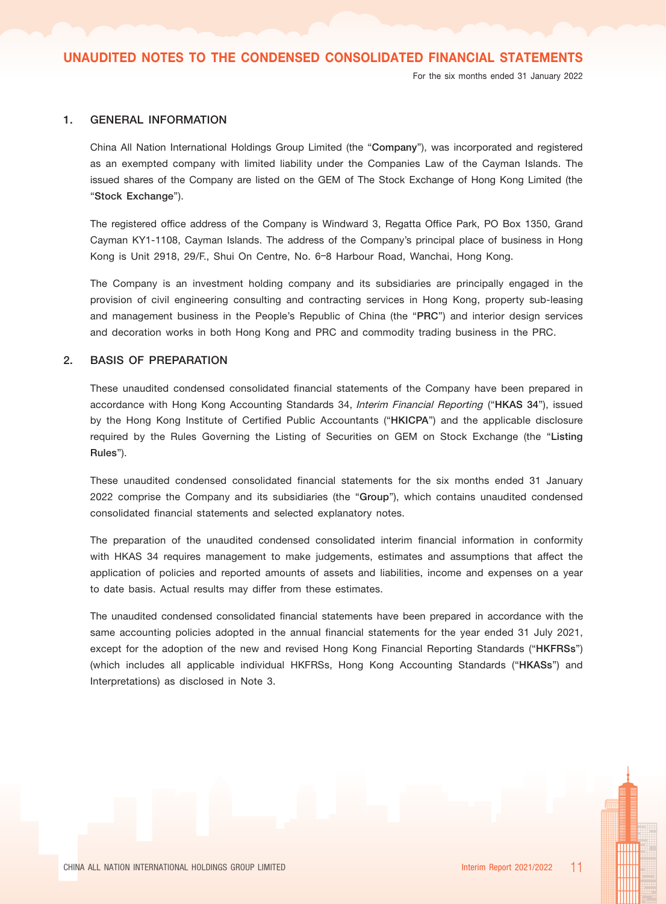# UNAUDITED NOTES TO THE CONDENSED CONSOLIDATED FINANCIAL STATEMENTS

For the six months ended 31 January 2022

## 1. GENERAL INFORMATION

China All Nation International Holdings Group Limited (the "**Company**"), was incorporated and registered as an exempted company with limited liability under the Companies Law of the Cayman Islands. The issued shares of the Company are listed on the GEM of The Stock Exchange of Hong Kong Limited (the "**Stock Exchange**").

The registered office address of the Company is Windward 3, Regatta Office Park, PO Box 1350, Grand Cayman KY1-1108, Cayman Islands. The address of the Company's principal place of business in Hong Kong is Unit 2918, 29/F., Shui On Centre, No. 6–8 Harbour Road, Wanchai, Hong Kong.

The Company is an investment holding company and its subsidiaries are principally engaged in the provision of civil engineering consulting and contracting services in Hong Kong, property sub-leasing and management business in the People's Republic of China (the "**PRC**") and interior design services and decoration works in both Hong Kong and PRC and commodity trading business in the PRC.

## 2. BASIS OF PREPARATION

These unaudited condensed consolidated financial statements of the Company have been prepared in accordance with Hong Kong Accounting Standards 34, *Interim Financial Reporting* ("**HKAS 34**"), issued by the Hong Kong Institute of Certified Public Accountants ("**HKICPA**") and the applicable disclosure required by the Rules Governing the Listing of Securities on GEM on Stock Exchange (the "**Listing Rules**").

These unaudited condensed consolidated financial statements for the six months ended 31 January 2022 comprise the Company and its subsidiaries (the "**Group**"), which contains unaudited condensed consolidated financial statements and selected explanatory notes.

The preparation of the unaudited condensed consolidated interim financial information in conformity with HKAS 34 requires management to make judgements, estimates and assumptions that affect the application of policies and reported amounts of assets and liabilities, income and expenses on a year to date basis. Actual results may differ from these estimates.

The unaudited condensed consolidated financial statements have been prepared in accordance with the same accounting policies adopted in the annual financial statements for the year ended 31 July 2021, except for the adoption of the new and revised Hong Kong Financial Reporting Standards ("**HKFRSs**") (which includes all applicable individual HKFRSs, Hong Kong Accounting Standards ("**HKASs**") and Interpretations) as disclosed in Note 3.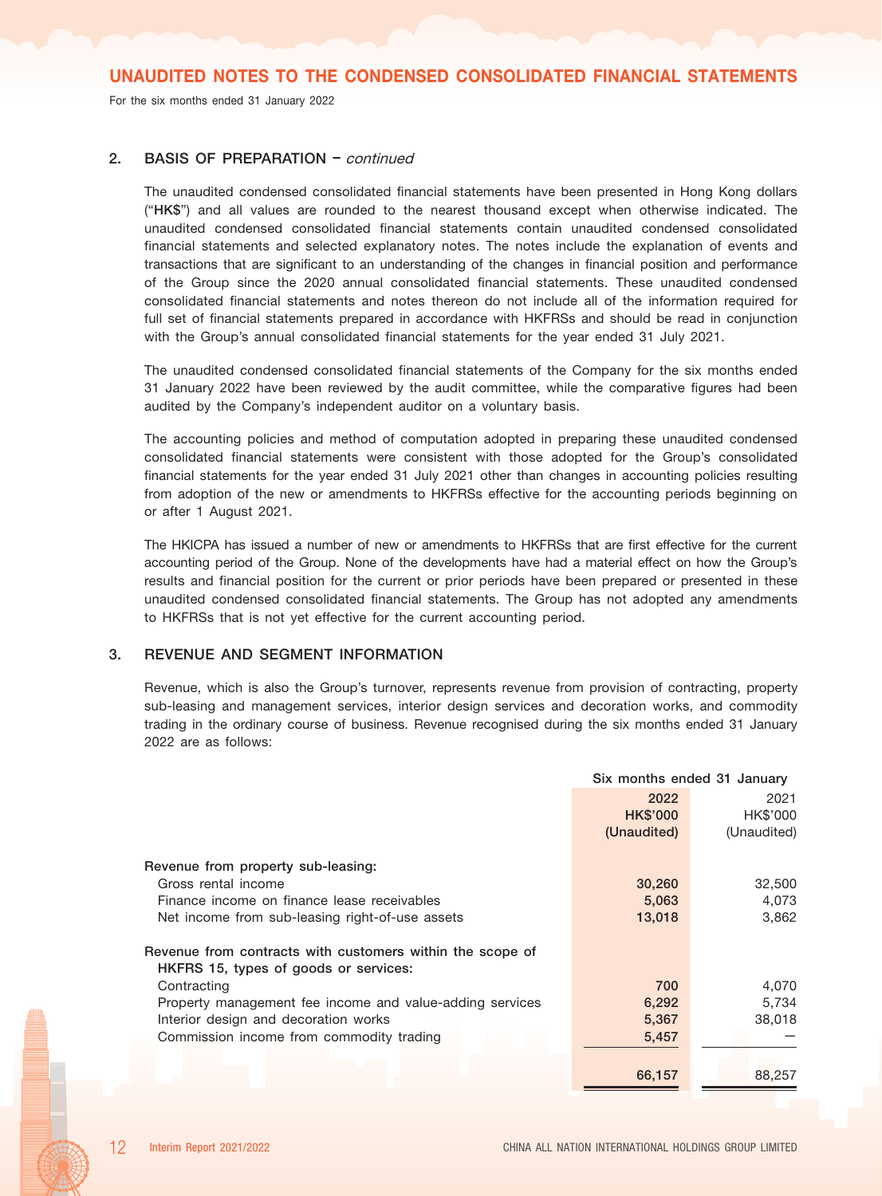# UNAUDITED NOTES TO THE CONDENSED CONSOLIDATED FINANCIAL STATEMENTS

For the six months ended 31 January 2022

## 2. BASIS OF PREPARATION – *continued*

The unaudited condensed consolidated financial statements have been presented in Hong Kong dollars ("**HK$**") and all values are rounded to the nearest thousand except when otherwise indicated. The unaudited condensed consolidated financial statements contain unaudited condensed consolidated financial statements and selected explanatory notes. The notes include the explanation of events and transactions that are significant to an understanding of the changes in financial position and performance of the Group since the 2020 annual consolidated financial statements. These unaudited condensed consolidated financial statements and notes thereon do not include all of the information required for full set of financial statements prepared in accordance with HKFRSs and should be read in conjunction with the Group's annual consolidated financial statements for the year ended 31 July 2021.

The unaudited condensed consolidated financial statements of the Company for the six months ended 31 January 2022 have been reviewed by the audit committee, while the comparative figures had been audited by the Company's independent auditor on a voluntary basis.

The accounting policies and method of computation adopted in preparing these unaudited condensed consolidated financial statements were consistent with those adopted for the Group's consolidated financial statements for the year ended 31 July 2021 other than changes in accounting policies resulting from adoption of the new or amendments to HKFRSs effective for the accounting periods beginning on or after 1 August 2021.

The HKICPA has issued a number of new or amendments to HKFRSs that are first effective for the current accounting period of the Group. None of the developments have had a material effect on how the Group's results and financial position for the current or prior periods have been prepared or presented in these unaudited condensed consolidated financial statements. The Group has not adopted any amendments to HKFRSs that is not yet effective for the current accounting period.

## 3. REVENUE AND SEGMENT INFORMATION

Revenue, which is also the Group's turnover, represents revenue from provision of contracting, property sub-leasing and management services, interior design services and decoration works, and commodity trading in the ordinary course of business. Revenue recognised during the six months ended 31 January 2022 are as follows:

| | Six months ended 31 January | |
|---|---|---|
| | **2022** | 2021 |
| | **HK$'000** | HK$'000 |
| | **(Unaudited)** | (Unaudited) |
| **Revenue from property sub-leasing:** | | |
| Gross rental income | **30,260** | 32,500 |
| Finance income on finance lease receivables | **5,063** | 4,073 |
| Net income from sub-leasing right-of-use assets | **13,018** | 3,862 |
| **Revenue from contracts with customers within the scope of HKFRS 15, types of goods or services:** | | |
| Contracting | **700** | 4,070 |
| Property management fee income and value-adding services | **6,292** | 5,734 |
| Interior design and decoration works | **5,367** | 38,018 |
| Commission income from commodity trading | **5,457** | — |
| | **66,157** | 88,257 |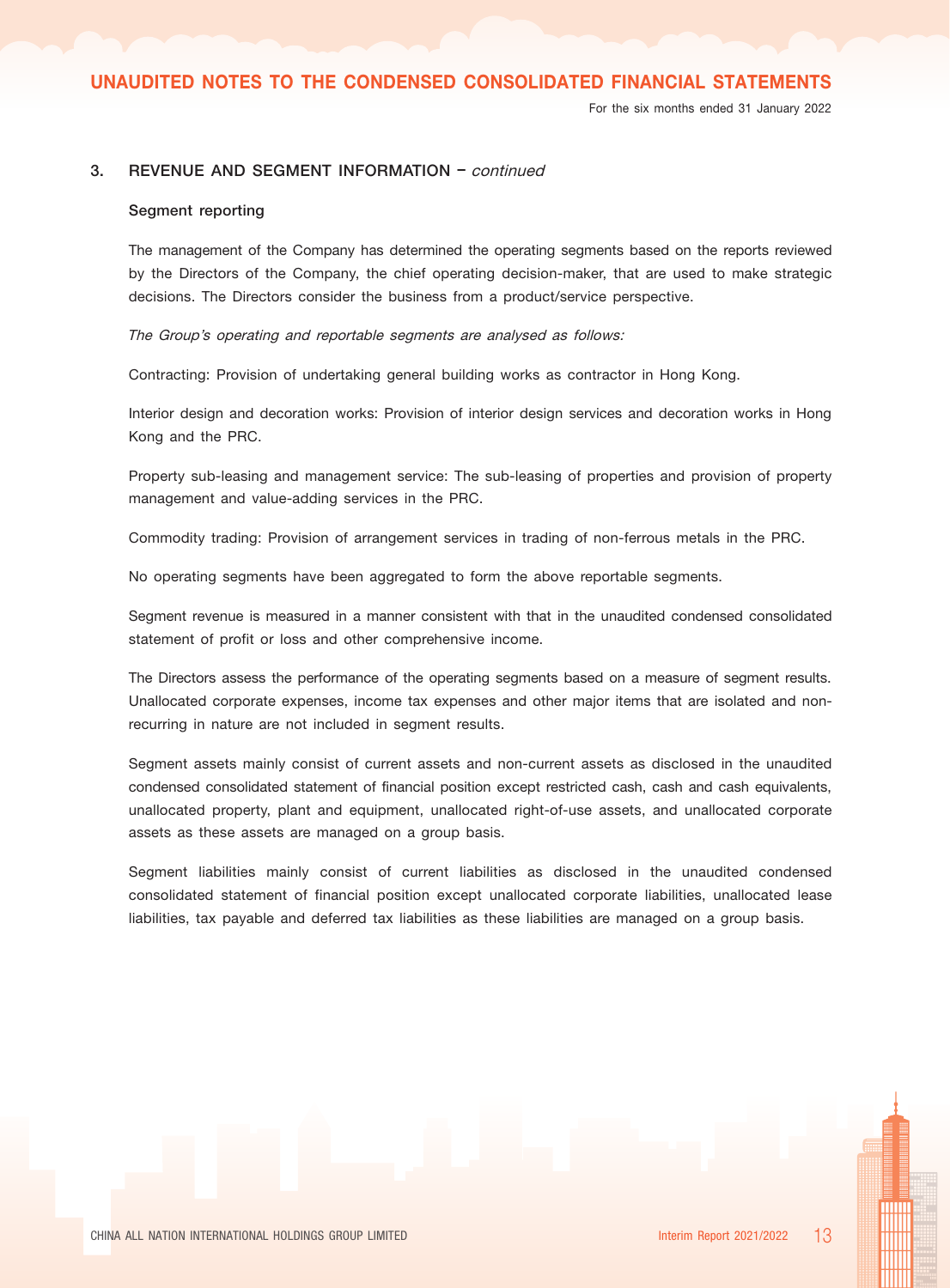## 3. REVENUE AND SEGMENT INFORMATION – *continued*

### Segment reporting

The management of the Company has determined the operating segments based on the reports reviewed by the Directors of the Company, the chief operating decision-maker, that are used to make strategic decisions. The Directors consider the business from a product/service perspective.

*The Group's operating and reportable segments are analysed as follows:*

Contracting: Provision of undertaking general building works as contractor in Hong Kong.

Interior design and decoration works: Provision of interior design services and decoration works in Hong Kong and the PRC.

Property sub-leasing and management service: The sub-leasing of properties and provision of property management and value-adding services in the PRC.

Commodity trading: Provision of arrangement services in trading of non-ferrous metals in the PRC.

No operating segments have been aggregated to form the above reportable segments.

Segment revenue is measured in a manner consistent with that in the unaudited condensed consolidated statement of profit or loss and other comprehensive income.

The Directors assess the performance of the operating segments based on a measure of segment results. Unallocated corporate expenses, income tax expenses and other major items that are isolated and non-recurring in nature are not included in segment results.

Segment assets mainly consist of current assets and non-current assets as disclosed in the unaudited condensed consolidated statement of financial position except restricted cash, cash and cash equivalents, unallocated property, plant and equipment, unallocated right-of-use assets, and unallocated corporate assets as these assets are managed on a group basis.

Segment liabilities mainly consist of current liabilities as disclosed in the unaudited condensed consolidated statement of financial position except unallocated corporate liabilities, unallocated lease liabilities, tax payable and deferred tax liabilities as these liabilities are managed on a group basis.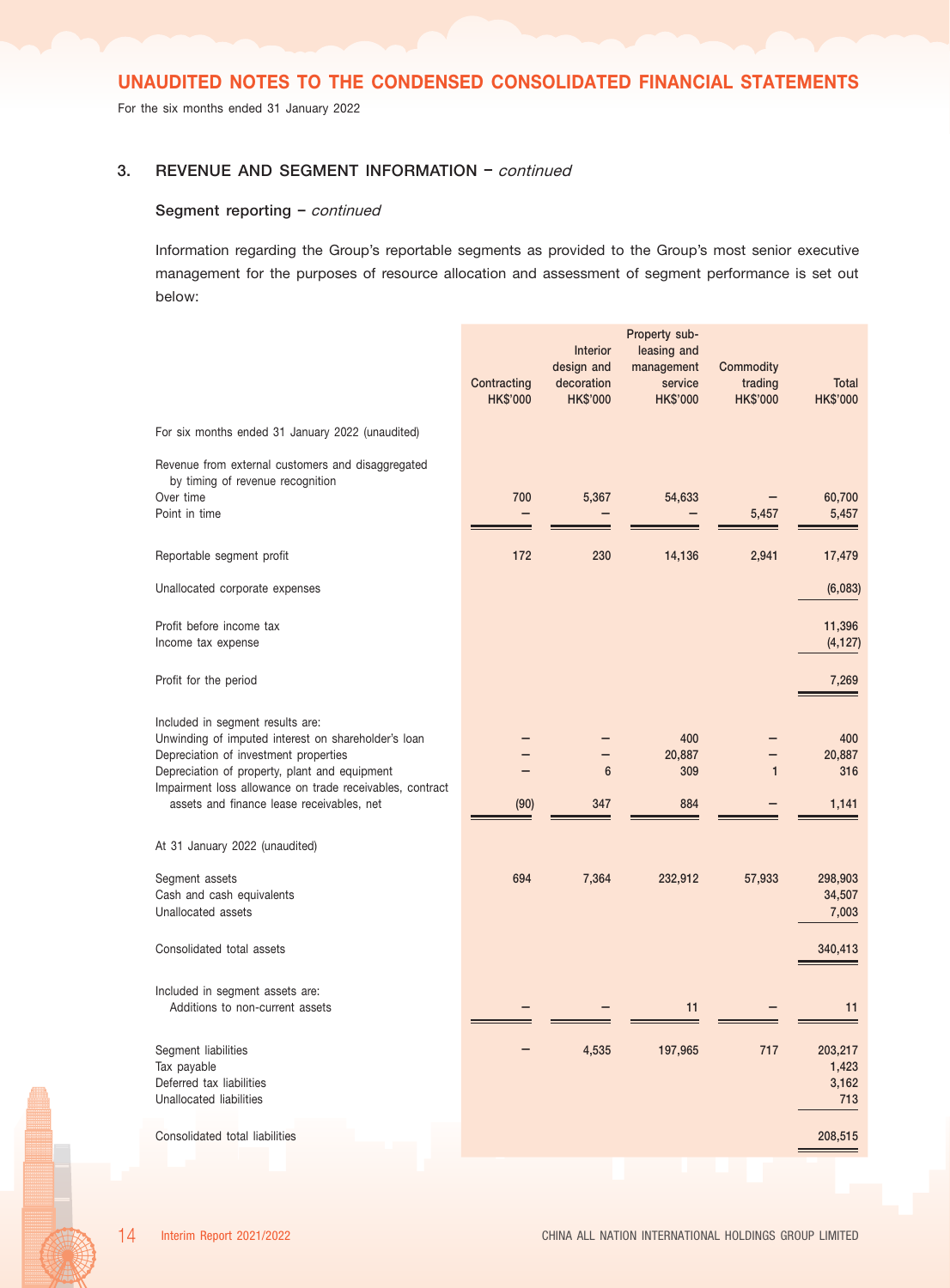# UNAUDITED NOTES TO THE CONDENSED CONSOLIDATED FINANCIAL STATEMENTS

For the six months ended 31 January 2022

## 3. REVENUE AND SEGMENT INFORMATION – *continued*

### Segment reporting – *continued*

Information regarding the Group's reportable segments as provided to the Group's most senior executive management for the purposes of resource allocation and assessment of segment performance is set out below:

| | Contracting HK$'000 | Interior design and decoration HK$'000 | Property sub-leasing and management service HK$'000 | Commodity trading HK$'000 | Total HK$'000 |
|---|---|---|---|---|---|
| For six months ended 31 January 2022 (unaudited) | | | | | |
| Revenue from external customers and disaggregated by timing of revenue recognition | | | | | |
| Over time | 700 | 5,367 | 54,633 | – | 60,700 |
| Point in time | – | – | – | 5,457 | 5,457 |
| Reportable segment profit | 172 | 230 | 14,136 | 2,941 | 17,479 |
| Unallocated corporate expenses | | | | | (6,083) |
| Profit before income tax | | | | | 11,396 |
| Income tax expense | | | | | (4,127) |
| Profit for the period | | | | | 7,269 |
| Included in segment results are: | | | | | |
| Unwinding of imputed interest on shareholder's loan | – | – | 400 | – | 400 |
| Depreciation of investment properties | – | – | 20,887 | – | 20,887 |
| Depreciation of property, plant and equipment | – | 6 | 309 | 1 | 316 |
| Impairment loss allowance on trade receivables, contract assets and finance lease receivables, net | (90) | 347 | 884 | – | 1,141 |
| At 31 January 2022 (unaudited) | | | | | |
| Segment assets | 694 | 7,364 | 232,912 | 57,933 | 298,903 |
| Cash and cash equivalents | | | | | 34,507 |
| Unallocated assets | | | | | 7,003 |
| Consolidated total assets | | | | | 340,413 |
| Included in segment assets are: | | | | | |
| Additions to non-current assets | – | – | 11 | – | 11 |
| Segment liabilities | – | 4,535 | 197,965 | 717 | 203,217 |
| Tax payable | | | | | 1,423 |
| Deferred tax liabilities | | | | | 3,162 |
| Unallocated liabilities | | | | | 713 |
| Consolidated total liabilities | | | | | 208,515 |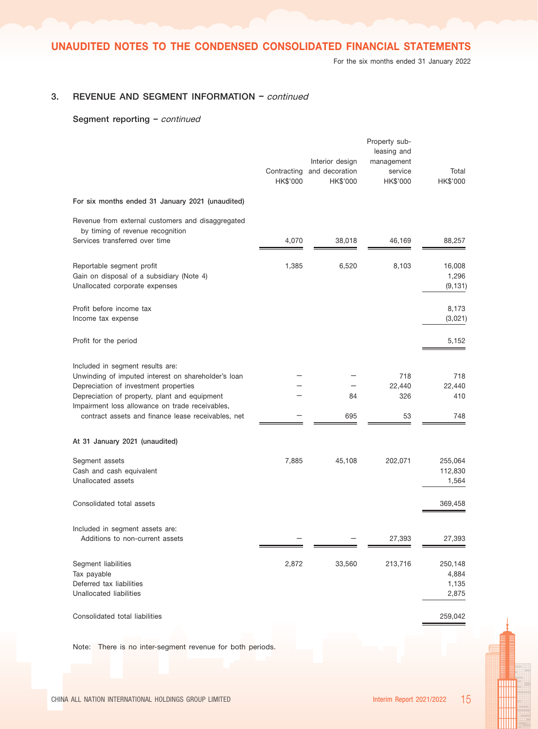## 3. REVENUE AND SEGMENT INFORMATION – *continued*

### Segment reporting – *continued*

| | Contracting HK$'000 | Interior design and decoration HK$'000 | Property sub-leasing and management service HK$'000 | Total HK$'000 |
|---|---|---|---|---|
| **For six months ended 31 January 2021 (unaudited)** | | | | |
| Revenue from external customers and disaggregated by timing of revenue recognition | | | | |
| Services transferred over time | 4,070 | 38,018 | 46,169 | 88,257 |
| Reportable segment profit | 1,385 | 6,520 | 8,103 | 16,008 |
| Gain on disposal of a subsidiary (Note 4) | | | | 1,296 |
| Unallocated corporate expenses | | | | (9,131) |
| Profit before income tax | | | | 8,173 |
| Income tax expense | | | | (3,021) |
| Profit for the period | | | | 5,152 |
| Included in segment results are: | | | | |
| Unwinding of imputed interest on shareholder's loan | – | – | 718 | 718 |
| Depreciation of investment properties | – | – | 22,440 | 22,440 |
| Depreciation of property, plant and equipment | – | 84 | 326 | 410 |
| Impairment loss allowance on trade receivables, contract assets and finance lease receivables, net | – | 695 | 53 | 748 |
| **At 31 January 2021 (unaudited)** | | | | |
| Segment assets | 7,885 | 45,108 | 202,071 | 255,064 |
| Cash and cash equivalent | | | | 112,830 |
| Unallocated assets | | | | 1,564 |
| Consolidated total assets | | | | 369,458 |
| Included in segment assets are: | | | | |
| Additions to non-current assets | – | – | 27,393 | 27,393 |
| Segment liabilities | 2,872 | 33,560 | 213,716 | 250,148 |
| Tax payable | | | | 4,884 |
| Deferred tax liabilities | | | | 1,135 |
| Unallocated liabilities | | | | 2,875 |
| Consolidated total liabilities | | | | 259,042 |

Note: There is no inter-segment revenue for both periods.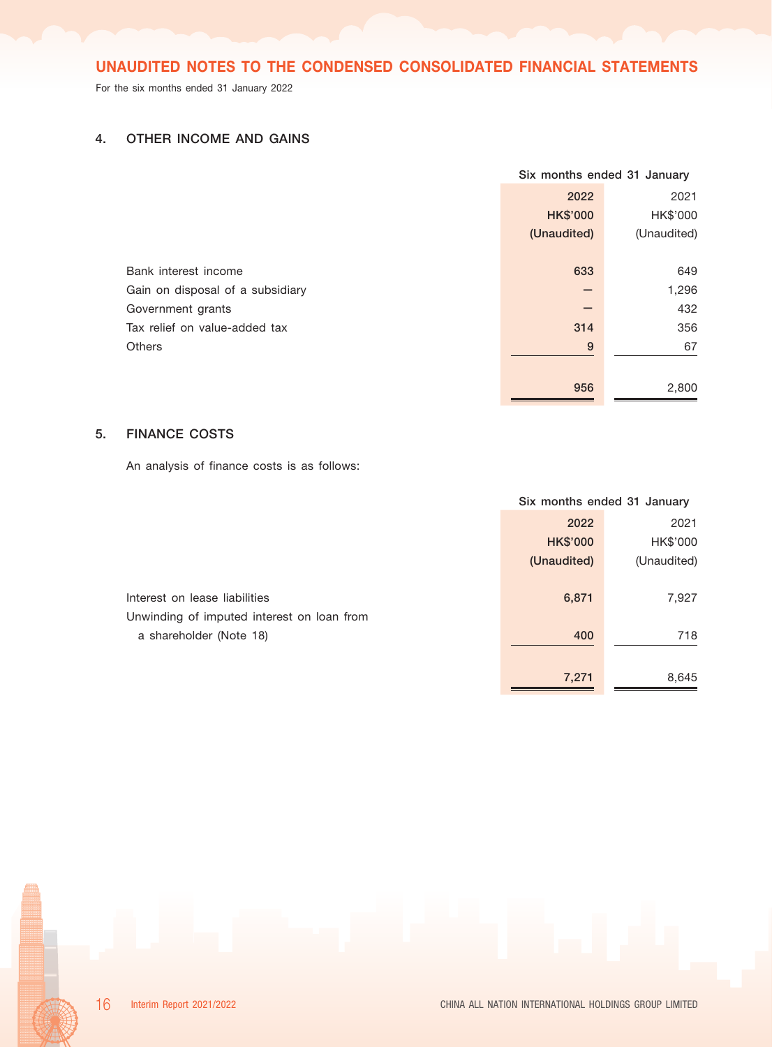# UNAUDITED NOTES TO THE CONDENSED CONSOLIDATED FINANCIAL STATEMENTS

For the six months ended 31 January 2022

## 4. OTHER INCOME AND GAINS

| | Six months ended 31 January | |
|---|---|---|
| | **2022** | 2021 |
| | **HK$'000** | HK$'000 |
| | **(Unaudited)** | (Unaudited) |
| Bank interest income | **633** | 649 |
| Gain on disposal of a subsidiary | **–** | 1,296 |
| Government grants | **–** | 432 |
| Tax relief on value-added tax | **314** | 356 |
| Others | **9** | 67 |
| | **956** | 2,800 |

## 5. FINANCE COSTS

An analysis of finance costs is as follows:

| | Six months ended 31 January | |
|---|---|---|
| | **2022** | 2021 |
| | **HK$'000** | HK$'000 |
| | **(Unaudited)** | (Unaudited) |
| Interest on lease liabilities | **6,871** | 7,927 |
| Unwinding of imputed interest on loan from a shareholder (Note 18) | **400** | 718 |
| | **7,271** | 8,645 |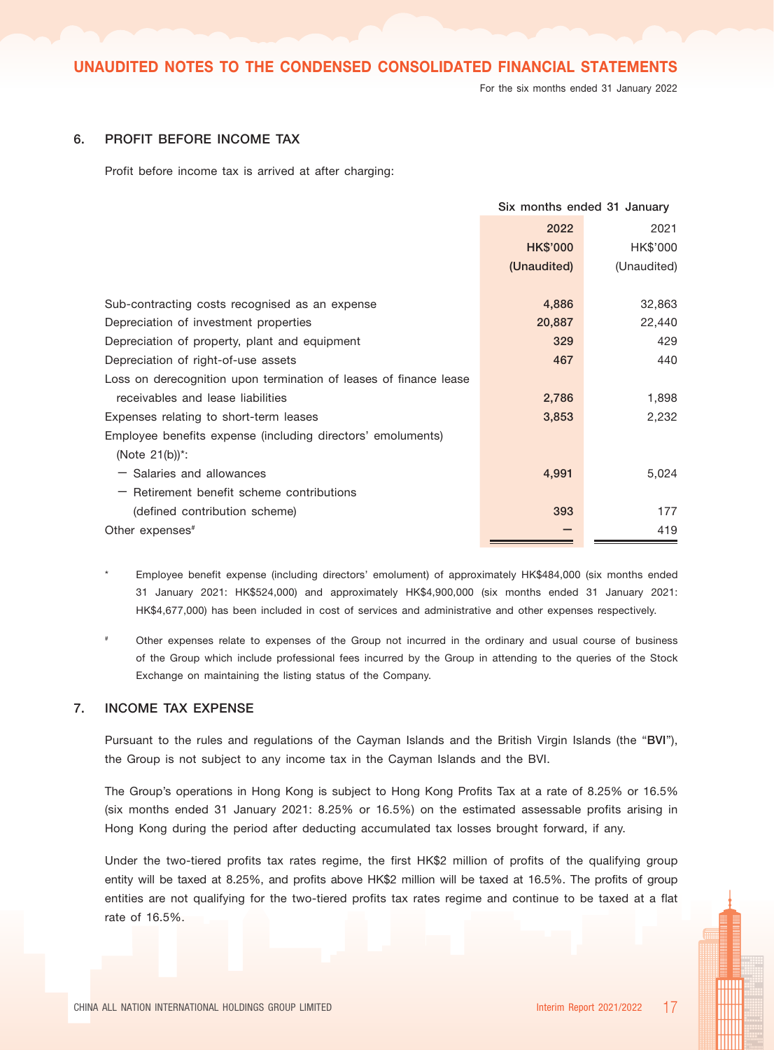## 6. PROFIT BEFORE INCOME TAX

Profit before income tax is arrived at after charging:

| | Six months ended 31 January | |
|---|---|---|
| | **2022** | 2021 |
| | **HK$'000** | HK$'000 |
| | **(Unaudited)** | (Unaudited) |
| Sub-contracting costs recognised as an expense | **4,886** | 32,863 |
| Depreciation of investment properties | **20,887** | 22,440 |
| Depreciation of property, plant and equipment | **329** | 429 |
| Depreciation of right-of-use assets | **467** | 440 |
| Loss on derecognition upon termination of leases of finance lease receivables and lease liabilities | **2,786** | 1,898 |
| Expenses relating to short-term leases | **3,853** | 2,232 |
| Employee benefits expense (including directors' emoluments) (Note 21(b))*: | | |
| — Salaries and allowances | **4,991** | 5,024 |
| — Retirement benefit scheme contributions (defined contribution scheme) | **393** | 177 |
| Other expenses# | **—** | 419 |

\* Employee benefit expense (including directors' emolument) of approximately HK$484,000 (six months ended 31 January 2021: HK$524,000) and approximately HK$4,900,000 (six months ended 31 January 2021: HK$4,677,000) has been included in cost of services and administrative and other expenses respectively.

# Other expenses relate to expenses of the Group not incurred in the ordinary and usual course of business of the Group which include professional fees incurred by the Group in attending to the queries of the Stock Exchange on maintaining the listing status of the Company.

## 7. INCOME TAX EXPENSE

Pursuant to the rules and regulations of the Cayman Islands and the British Virgin Islands (the "**BVI**"), the Group is not subject to any income tax in the Cayman Islands and the BVI.

The Group's operations in Hong Kong is subject to Hong Kong Profits Tax at a rate of 8.25% or 16.5% (six months ended 31 January 2021: 8.25% or 16.5%) on the estimated assessable profits arising in Hong Kong during the period after deducting accumulated tax losses brought forward, if any.

Under the two-tiered profits tax rates regime, the first HK$2 million of profits of the qualifying group entity will be taxed at 8.25%, and profits above HK$2 million will be taxed at 16.5%. The profits of group entities are not qualifying for the two-tiered profits tax rates regime and continue to be taxed at a flat rate of 16.5%.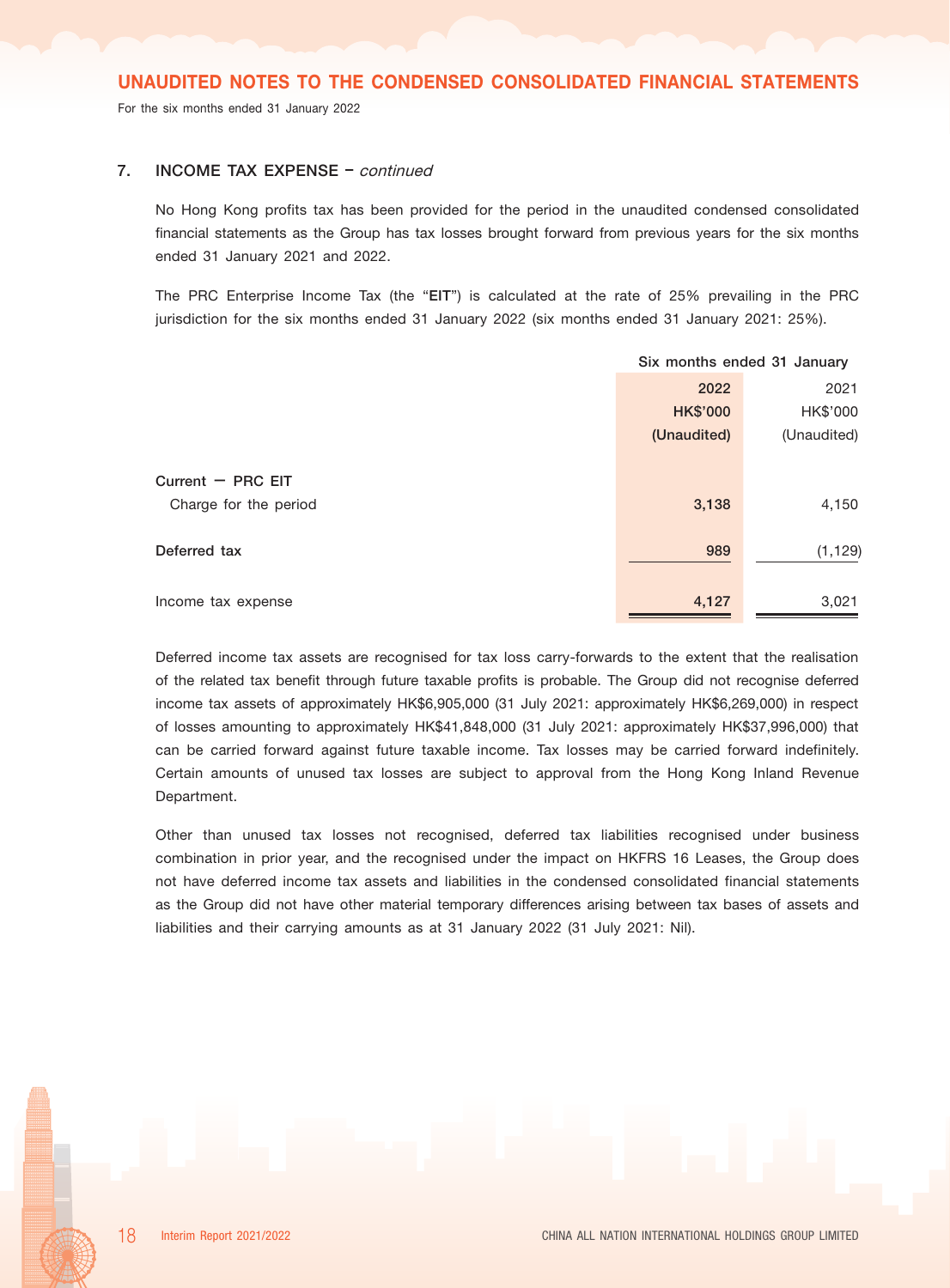### 7. INCOME TAX EXPENSE – *continued*

No Hong Kong profits tax has been provided for the period in the unaudited condensed consolidated financial statements as the Group has tax losses brought forward from previous years for the six months ended 31 January 2021 and 2022.

The PRC Enterprise Income Tax (the "**EIT**") is calculated at the rate of 25% prevailing in the PRC jurisdiction for the six months ended 31 January 2022 (six months ended 31 January 2021: 25%).

| | Six months ended 31 January | |
|---|---|---|
| | **2022** | 2021 |
| | **HK$'000** | HK$'000 |
| | **(Unaudited)** | (Unaudited) |
| **Current – PRC EIT** | | |
| Charge for the period | **3,138** | 4,150 |
| **Deferred tax** | **989** | (1,129) |
| Income tax expense | **4,127** | 3,021 |

Deferred income tax assets are recognised for tax loss carry-forwards to the extent that the realisation of the related tax benefit through future taxable profits is probable. The Group did not recognise deferred income tax assets of approximately HK$6,905,000 (31 July 2021: approximately HK$6,269,000) in respect of losses amounting to approximately HK$41,848,000 (31 July 2021: approximately HK$37,996,000) that can be carried forward against future taxable income. Tax losses may be carried forward indefinitely. Certain amounts of unused tax losses are subject to approval from the Hong Kong Inland Revenue Department.

Other than unused tax losses not recognised, deferred tax liabilities recognised under business combination in prior year, and the recognised under the impact on HKFRS 16 Leases, the Group does not have deferred income tax assets and liabilities in the condensed consolidated financial statements as the Group did not have other material temporary differences arising between tax bases of assets and liabilities and their carrying amounts as at 31 January 2022 (31 July 2021: Nil).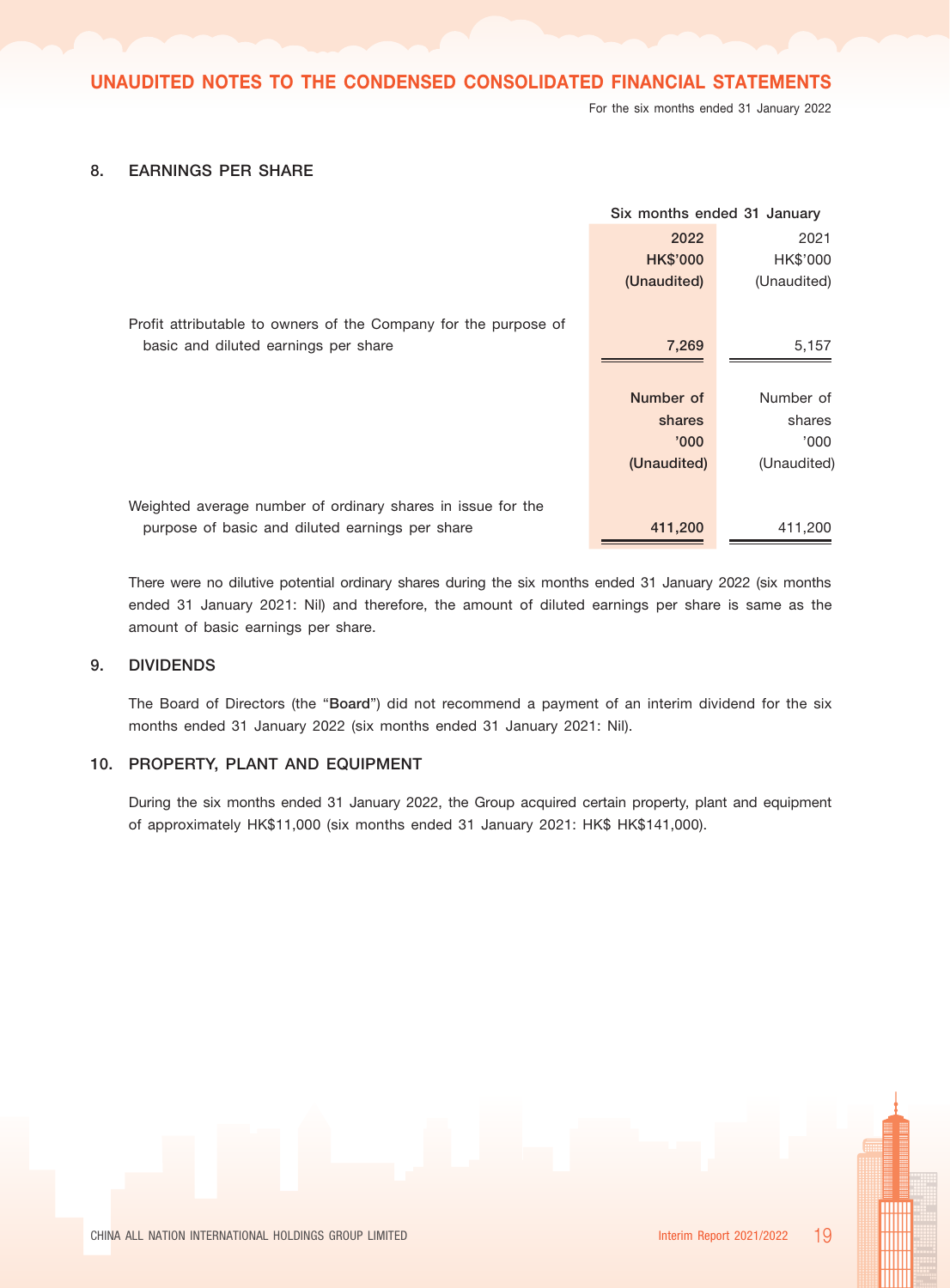## 8. EARNINGS PER SHARE

| | Six months ended 31 January | |
|---|---|---|
| | **2022** | 2021 |
| | **HK$'000** | HK$'000 |
| | **(Unaudited)** | (Unaudited) |
| Profit attributable to owners of the Company for the purpose of basic and diluted earnings per share | **7,269** | 5,157 |
| | **Number of shares '000** | Number of shares '000 |
| | **(Unaudited)** | (Unaudited) |
| Weighted average number of ordinary shares in issue for the purpose of basic and diluted earnings per share | **411,200** | 411,200 |

There were no dilutive potential ordinary shares during the six months ended 31 January 2022 (six months ended 31 January 2021: Nil) and therefore, the amount of diluted earnings per share is same as the amount of basic earnings per share.

## 9. DIVIDENDS

The Board of Directors (the "**Board**") did not recommend a payment of an interim dividend for the six months ended 31 January 2022 (six months ended 31 January 2021: Nil).

## 10. PROPERTY, PLANT AND EQUIPMENT

During the six months ended 31 January 2022, the Group acquired certain property, plant and equipment of approximately HK$11,000 (six months ended 31 January 2021: HK$ HK$141,000).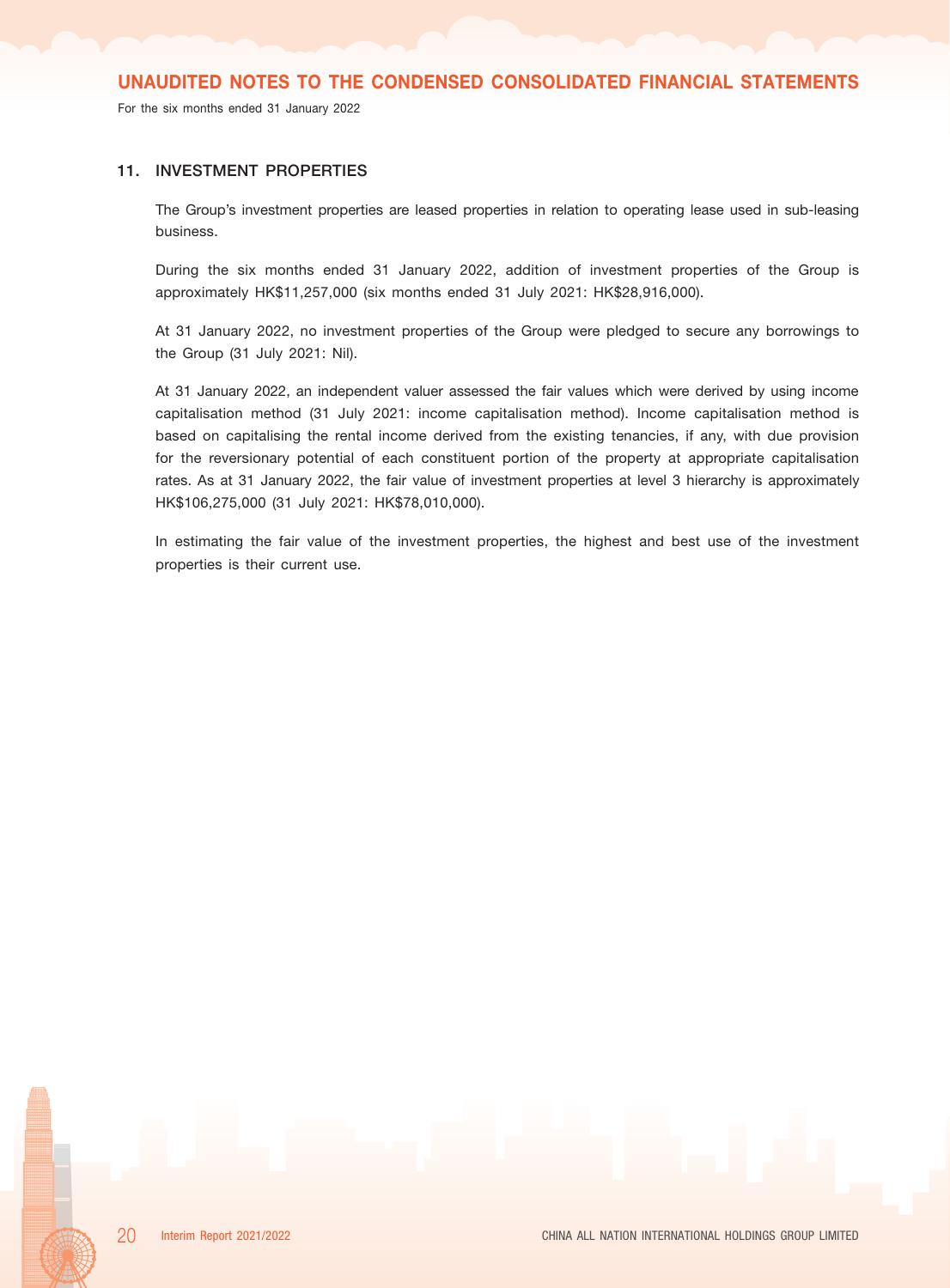## 11. INVESTMENT PROPERTIES

The Group's investment properties are leased properties in relation to operating lease used in sub-leasing business.

During the six months ended 31 January 2022, addition of investment properties of the Group is approximately HK$11,257,000 (six months ended 31 July 2021: HK$28,916,000).

At 31 January 2022, no investment properties of the Group were pledged to secure any borrowings to the Group (31 July 2021: Nil).

At 31 January 2022, an independent valuer assessed the fair values which were derived by using income capitalisation method (31 July 2021: income capitalisation method). Income capitalisation method is based on capitalising the rental income derived from the existing tenancies, if any, with due provision for the reversionary potential of each constituent portion of the property at appropriate capitalisation rates. As at 31 January 2022, the fair value of investment properties at level 3 hierarchy is approximately HK$106,275,000 (31 July 2021: HK$78,010,000).

In estimating the fair value of the investment properties, the highest and best use of the investment properties is their current use.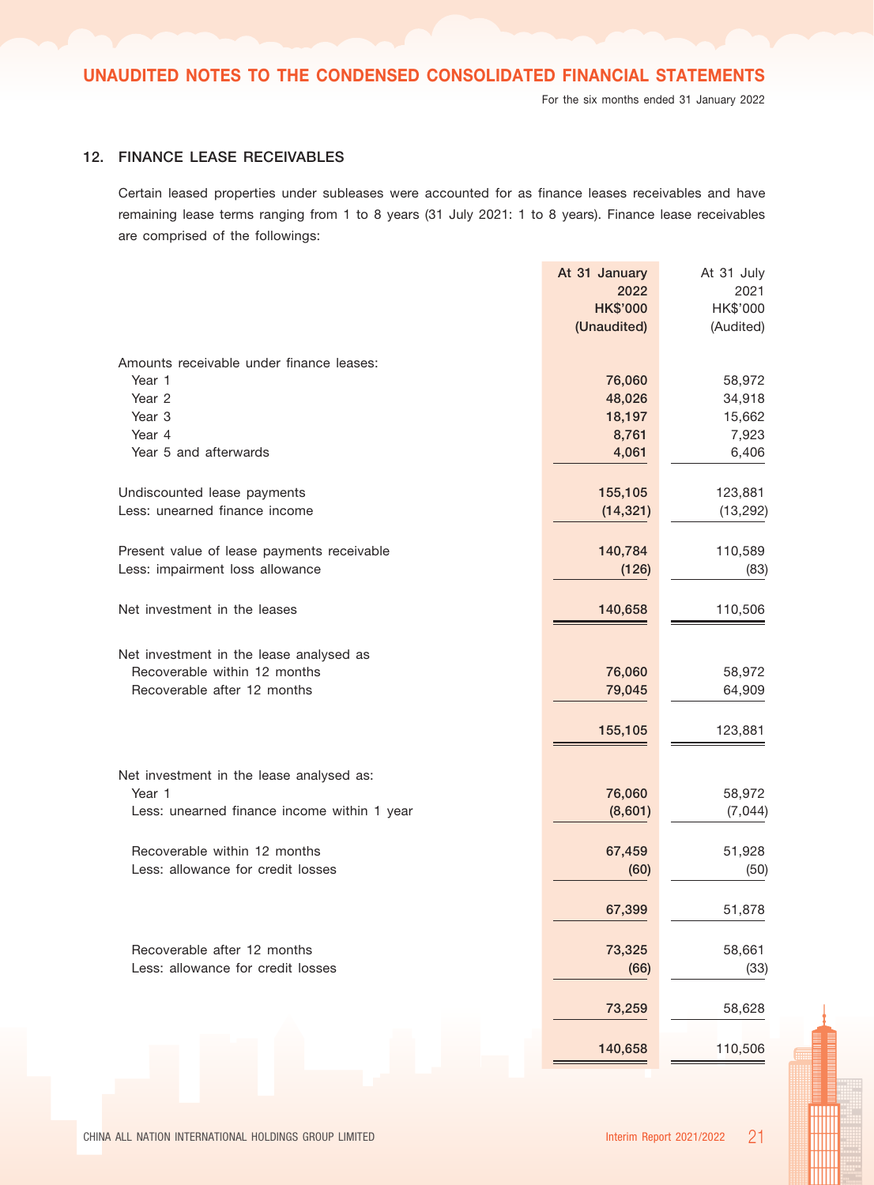## 12. FINANCE LEASE RECEIVABLES

Certain leased properties under subleases were accounted for as finance leases receivables and have remaining lease terms ranging from 1 to 8 years (31 July 2021: 1 to 8 years). Finance lease receivables are comprised of the followings:

| | At 31 January 2022 HK$'000 (Unaudited) | At 31 July 2021 HK$'000 (Audited) |
|---|---|---|
| Amounts receivable under finance leases: | | |
| Year 1 | 76,060 | 58,972 |
| Year 2 | 48,026 | 34,918 |
| Year 3 | 18,197 | 15,662 |
| Year 4 | 8,761 | 7,923 |
| Year 5 and afterwards | 4,061 | 6,406 |
| Undiscounted lease payments | 155,105 | 123,881 |
| Less: unearned finance income | (14,321) | (13,292) |
| Present value of lease payments receivable | 140,784 | 110,589 |
| Less: impairment loss allowance | (126) | (83) |
| Net investment in the leases | 140,658 | 110,506 |
| Net investment in the lease analysed as | | |
| Recoverable within 12 months | 76,060 | 58,972 |
| Recoverable after 12 months | 79,045 | 64,909 |
| | 155,105 | 123,881 |
| Net investment in the lease analysed as: | | |
| Year 1 | 76,060 | 58,972 |
| Less: unearned finance income within 1 year | (8,601) | (7,044) |
| Recoverable within 12 months | 67,459 | 51,928 |
| Less: allowance for credit losses | (60) | (50) |
| | 67,399 | 51,878 |
| Recoverable after 12 months | 73,325 | 58,661 |
| Less: allowance for credit losses | (66) | (33) |
| | 73,259 | 58,628 |
| | 140,658 | 110,506 |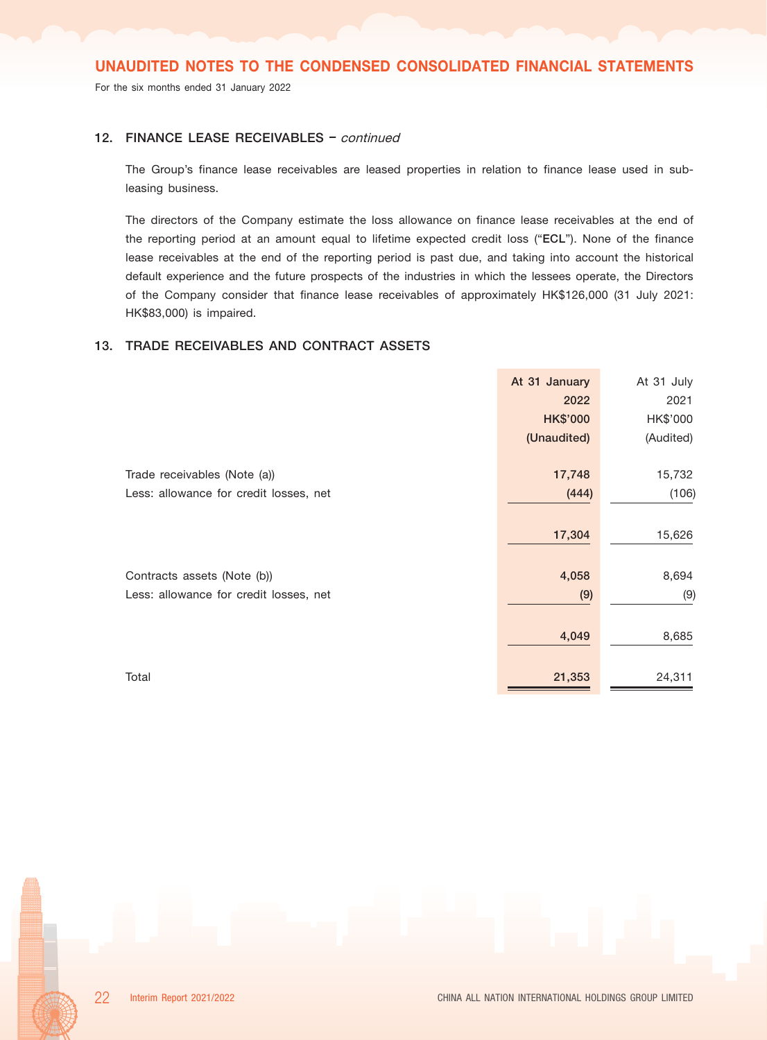## 12. FINANCE LEASE RECEIVABLES – *continued*

The Group's finance lease receivables are leased properties in relation to finance lease used in sub-leasing business.

The directors of the Company estimate the loss allowance on finance lease receivables at the end of the reporting period at an amount equal to lifetime expected credit loss ("**ECL**"). None of the finance lease receivables at the end of the reporting period is past due, and taking into account the historical default experience and the future prospects of the industries in which the lessees operate, the Directors of the Company consider that finance lease receivables of approximately HK$126,000 (31 July 2021: HK$83,000) is impaired.

## 13. TRADE RECEIVABLES AND CONTRACT ASSETS

| | At 31 January 2022 HK$'000 (Unaudited) | At 31 July 2021 HK$'000 (Audited) |
|---|---|---|
| Trade receivables (Note (a)) | **17,748** | 15,732 |
| Less: allowance for credit losses, net | **(444)** | (106) |
| | **17,304** | 15,626 |
| Contracts assets (Note (b)) | **4,058** | 8,694 |
| Less: allowance for credit losses, net | **(9)** | (9) |
| | **4,049** | 8,685 |
| Total | **21,353** | 24,311 |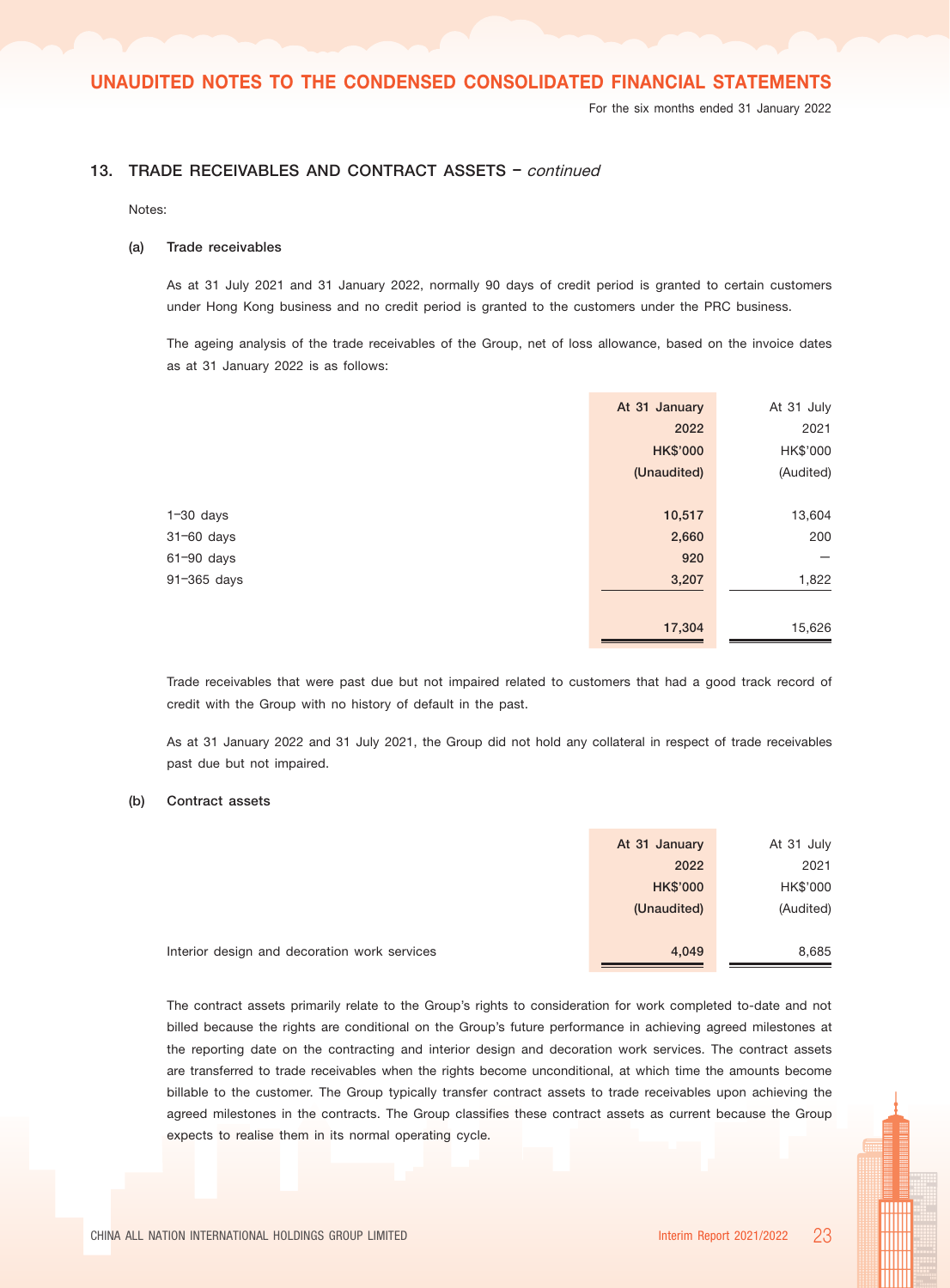## 13. TRADE RECEIVABLES AND CONTRACT ASSETS – *continued*

Notes:

**(a) Trade receivables**

As at 31 July 2021 and 31 January 2022, normally 90 days of credit period is granted to certain customers under Hong Kong business and no credit period is granted to the customers under the PRC business.

The ageing analysis of the trade receivables of the Group, net of loss allowance, based on the invoice dates as at 31 January 2022 is as follows:

| | **At 31 January 2022 HK$'000 (Unaudited)** | At 31 July 2021 HK$'000 (Audited) |
|---|---|---|
| 1–30 days | **10,517** | 13,604 |
| 31–60 days | **2,660** | 200 |
| 61–90 days | **920** | – |
| 91–365 days | **3,207** | 1,822 |
| | **17,304** | 15,626 |

Trade receivables that were past due but not impaired related to customers that had a good track record of credit with the Group with no history of default in the past.

As at 31 January 2022 and 31 July 2021, the Group did not hold any collateral in respect of trade receivables past due but not impaired.

**(b) Contract assets**

| | **At 31 January 2022 HK$'000 (Unaudited)** | At 31 July 2021 HK$'000 (Audited) |
|---|---|---|
| Interior design and decoration work services | **4,049** | 8,685 |

The contract assets primarily relate to the Group's rights to consideration for work completed to-date and not billed because the rights are conditional on the Group's future performance in achieving agreed milestones at the reporting date on the contracting and interior design and decoration work services. The contract assets are transferred to trade receivables when the rights become unconditional, at which time the amounts become billable to the customer. The Group typically transfer contract assets to trade receivables upon achieving the agreed milestones in the contracts. The Group classifies these contract assets as current because the Group expects to realise them in its normal operating cycle.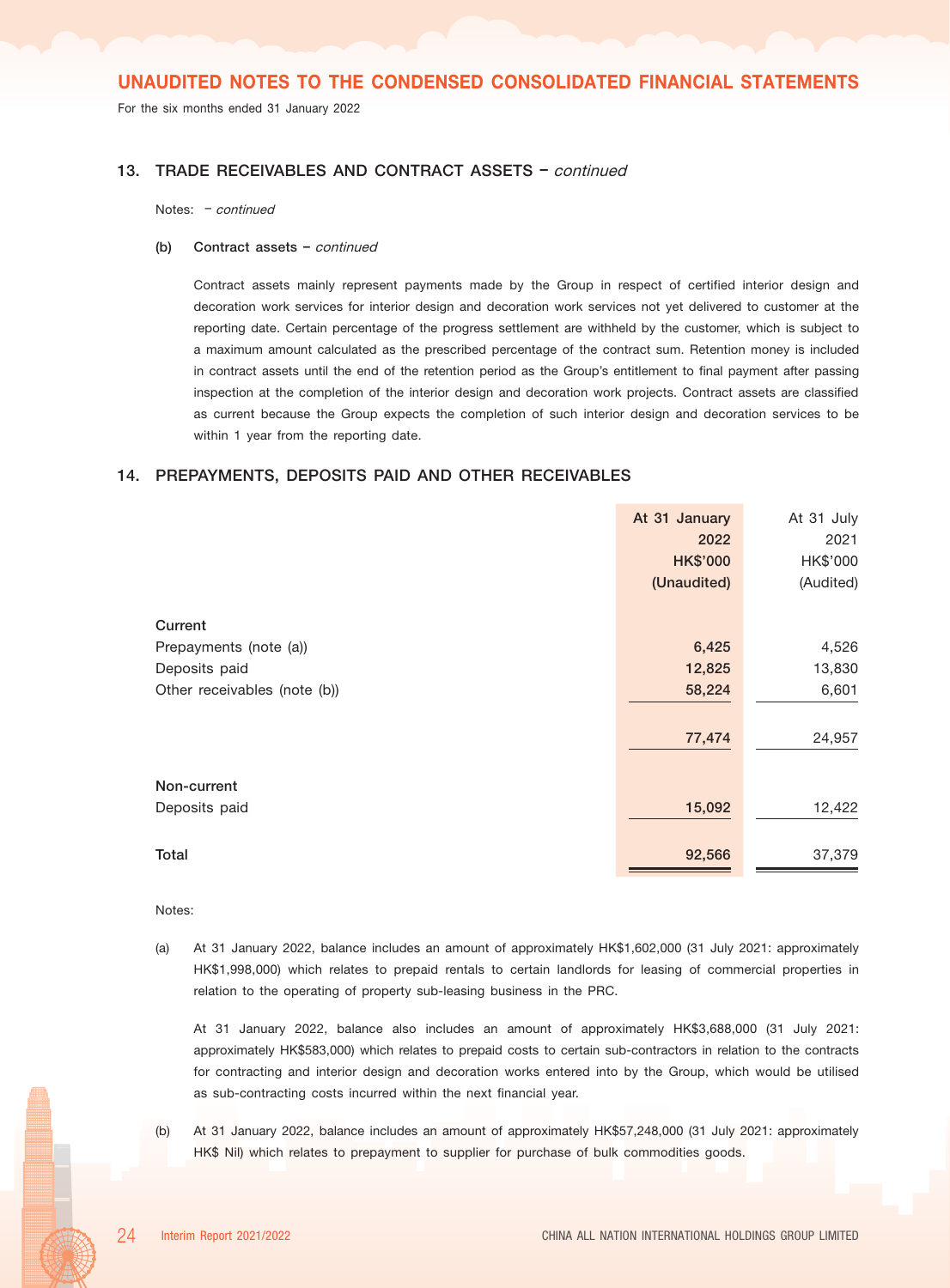## 13. TRADE RECEIVABLES AND CONTRACT ASSETS – *continued*

Notes: – *continued*

**(b) Contract assets – *continued***

Contract assets mainly represent payments made by the Group in respect of certified interior design and decoration work services for interior design and decoration work services not yet delivered to customer at the reporting date. Certain percentage of the progress settlement are withheld by the customer, which is subject to a maximum amount calculated as the prescribed percentage of the contract sum. Retention money is included in contract assets until the end of the retention period as the Group's entitlement to final payment after passing inspection at the completion of the interior design and decoration work projects. Contract assets are classified as current because the Group expects the completion of such interior design and decoration services to be within 1 year from the reporting date.

## 14. PREPAYMENTS, DEPOSITS PAID AND OTHER RECEIVABLES

| | **At 31 January 2022 HK$'000 (Unaudited)** | At 31 July 2021 HK$'000 (Audited) |
|---|---|---|
| **Current** | | |
| Prepayments (note (a)) | **6,425** | 4,526 |
| Deposits paid | **12,825** | 13,830 |
| Other receivables (note (b)) | **58,224** | 6,601 |
| | **77,474** | 24,957 |
| **Non-current** | | |
| Deposits paid | **15,092** | 12,422 |
| **Total** | **92,566** | 37,379 |

Notes:

(a) At 31 January 2022, balance includes an amount of approximately HK$1,602,000 (31 July 2021: approximately HK$1,998,000) which relates to prepaid rentals to certain landlords for leasing of commercial properties in relation to the operating of property sub-leasing business in the PRC.

At 31 January 2022, balance also includes an amount of approximately HK$3,688,000 (31 July 2021: approximately HK$583,000) which relates to prepaid costs to certain sub-contractors in relation to the contracts for contracting and interior design and decoration works entered into by the Group, which would be utilised as sub-contracting costs incurred within the next financial year.

(b) At 31 January 2022, balance includes an amount of approximately HK$57,248,000 (31 July 2021: approximately HK$ Nil) which relates to prepayment to supplier for purchase of bulk commodities goods.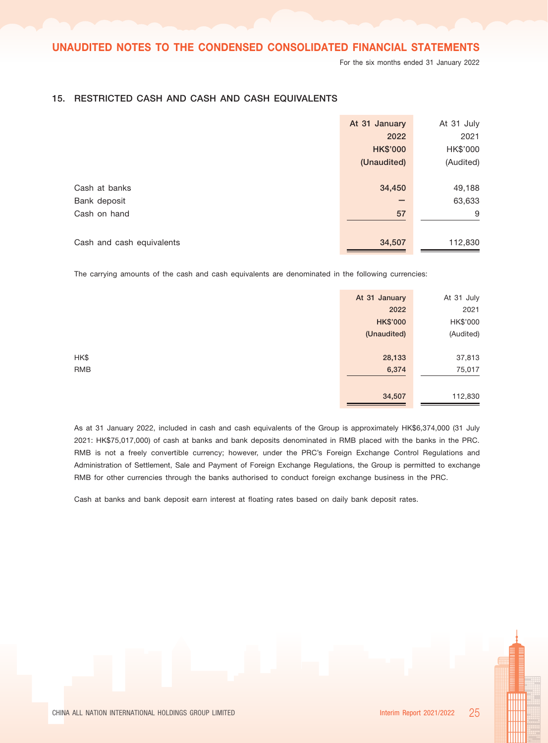## 15. RESTRICTED CASH AND CASH AND CASH EQUIVALENTS

| | At 31 January 2022 HK$'000 (Unaudited) | At 31 July 2021 HK$'000 (Audited) |
|---|---|---|
| Cash at banks | 34,450 | 49,188 |
| Bank deposit | — | 63,633 |
| Cash on hand | 57 | 9 |
| Cash and cash equivalents | 34,507 | 112,830 |

The carrying amounts of the cash and cash equivalents are denominated in the following currencies:

| | At 31 January 2022 HK$'000 (Unaudited) | At 31 July 2021 HK$'000 (Audited) |
|---|---|---|
| HK$ | 28,133 | 37,813 |
| RMB | 6,374 | 75,017 |
| | 34,507 | 112,830 |

As at 31 January 2022, included in cash and cash equivalents of the Group is approximately HK$6,374,000 (31 July 2021: HK$75,017,000) of cash at banks and bank deposits denominated in RMB placed with the banks in the PRC. RMB is not a freely convertible currency; however, under the PRC's Foreign Exchange Control Regulations and Administration of Settlement, Sale and Payment of Foreign Exchange Regulations, the Group is permitted to exchange RMB for other currencies through the banks authorised to conduct foreign exchange business in the PRC.

Cash at banks and bank deposit earn interest at floating rates based on daily bank deposit rates.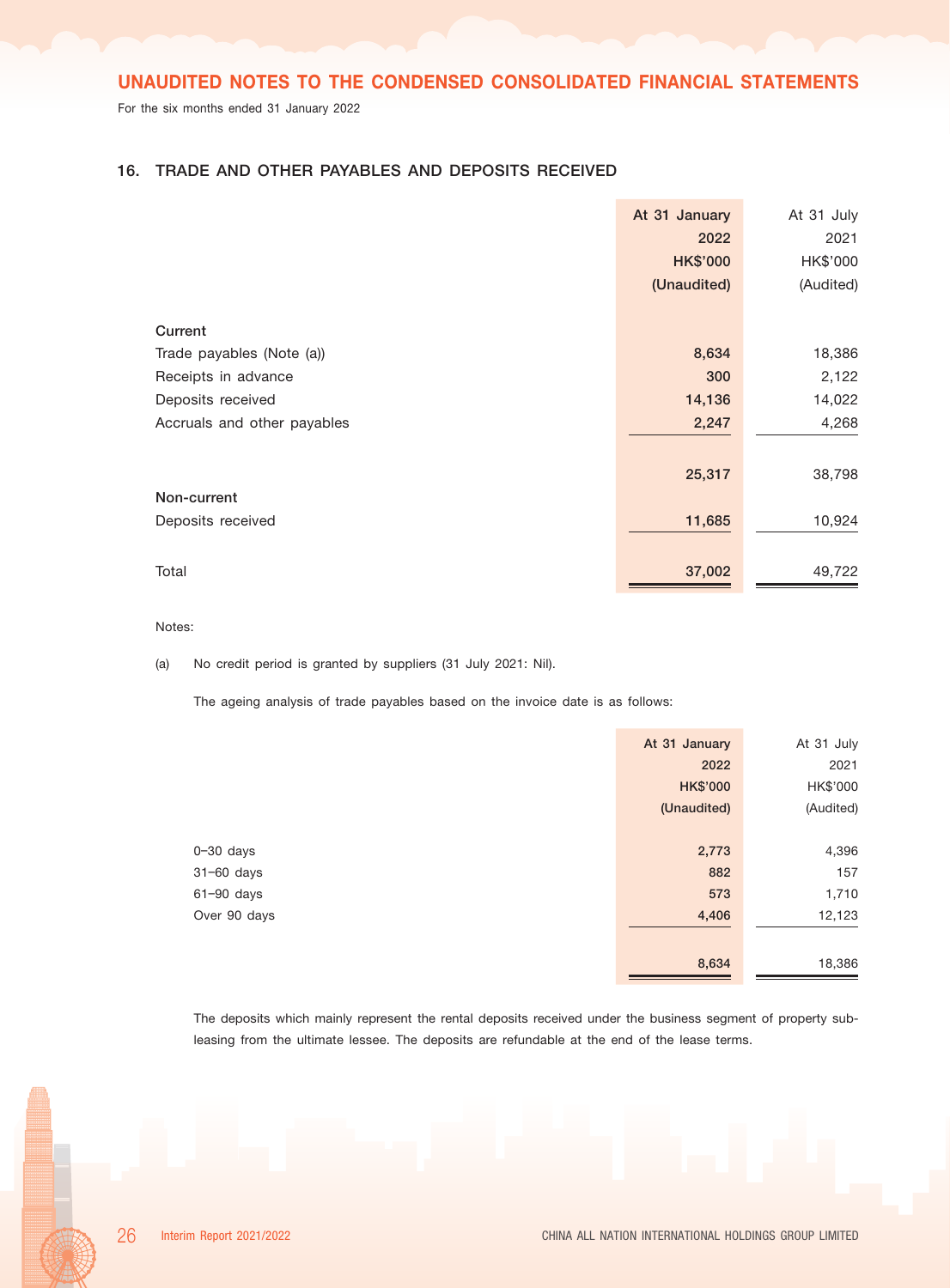# UNAUDITED NOTES TO THE CONDENSED CONSOLIDATED FINANCIAL STATEMENTS

For the six months ended 31 January 2022

## 16. TRADE AND OTHER PAYABLES AND DEPOSITS RECEIVED

| | At 31 January 2022 HK$'000 (Unaudited) | At 31 July 2021 HK$'000 (Audited) |
|---|---|---|
| **Current** | | |
| Trade payables (Note (a)) | **8,634** | 18,386 |
| Receipts in advance | **300** | 2,122 |
| Deposits received | **14,136** | 14,022 |
| Accruals and other payables | **2,247** | 4,268 |
| | **25,317** | 38,798 |
| **Non-current** | | |
| Deposits received | **11,685** | 10,924 |
| Total | **37,002** | 49,722 |

Notes:

(a) No credit period is granted by suppliers (31 July 2021: Nil).

The ageing analysis of trade payables based on the invoice date is as follows:

| | At 31 January 2022 HK$'000 (Unaudited) | At 31 July 2021 HK$'000 (Audited) |
|---|---|---|
| 0–30 days | **2,773** | 4,396 |
| 31–60 days | **882** | 157 |
| 61–90 days | **573** | 1,710 |
| Over 90 days | **4,406** | 12,123 |
| | **8,634** | 18,386 |

The deposits which mainly represent the rental deposits received under the business segment of property sub-leasing from the ultimate lessee. The deposits are refundable at the end of the lease terms.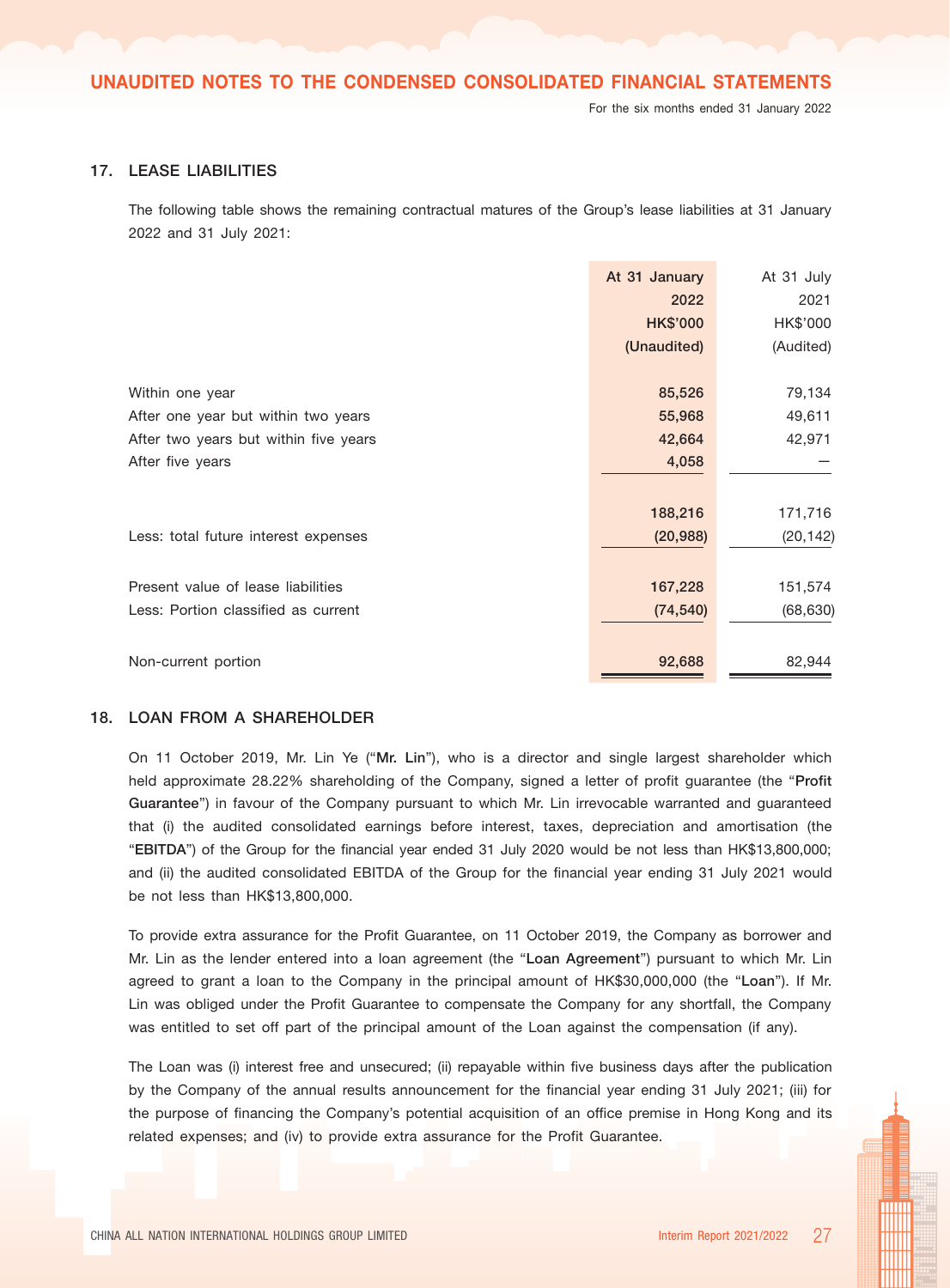## 17. LEASE LIABILITIES

The following table shows the remaining contractual matures of the Group's lease liabilities at 31 January 2022 and 31 July 2021:

| | At 31 January 2022 HK$'000 (Unaudited) | At 31 July 2021 HK$'000 (Audited) |
|---|---|---|
| Within one year | **85,526** | 79,134 |
| After one year but within two years | **55,968** | 49,611 |
| After two years but within five years | **42,664** | 42,971 |
| After five years | **4,058** | – |
| | **188,216** | 171,716 |
| Less: total future interest expenses | **(20,988)** | (20,142) |
| Present value of lease liabilities | **167,228** | 151,574 |
| Less: Portion classified as current | **(74,540)** | (68,630) |
| Non-current portion | **92,688** | 82,944 |

## 18. LOAN FROM A SHAREHOLDER

On 11 October 2019, Mr. Lin Ye ("**Mr. Lin**"), who is a director and single largest shareholder which held approximate 28.22% shareholding of the Company, signed a letter of profit guarantee (the "**Profit Guarantee**") in favour of the Company pursuant to which Mr. Lin irrevocable warranted and guaranteed that (i) the audited consolidated earnings before interest, taxes, depreciation and amortisation (the "**EBITDA**") of the Group for the financial year ended 31 July 2020 would be not less than HK$13,800,000; and (ii) the audited consolidated EBITDA of the Group for the financial year ending 31 July 2021 would be not less than HK$13,800,000.

To provide extra assurance for the Profit Guarantee, on 11 October 2019, the Company as borrower and Mr. Lin as the lender entered into a loan agreement (the "**Loan Agreement**") pursuant to which Mr. Lin agreed to grant a loan to the Company in the principal amount of HK$30,000,000 (the "**Loan**"). If Mr. Lin was obliged under the Profit Guarantee to compensate the Company for any shortfall, the Company was entitled to set off part of the principal amount of the Loan against the compensation (if any).

The Loan was (i) interest free and unsecured; (ii) repayable within five business days after the publication by the Company of the annual results announcement for the financial year ending 31 July 2021; (iii) for the purpose of financing the Company's potential acquisition of an office premise in Hong Kong and its related expenses; and (iv) to provide extra assurance for the Profit Guarantee.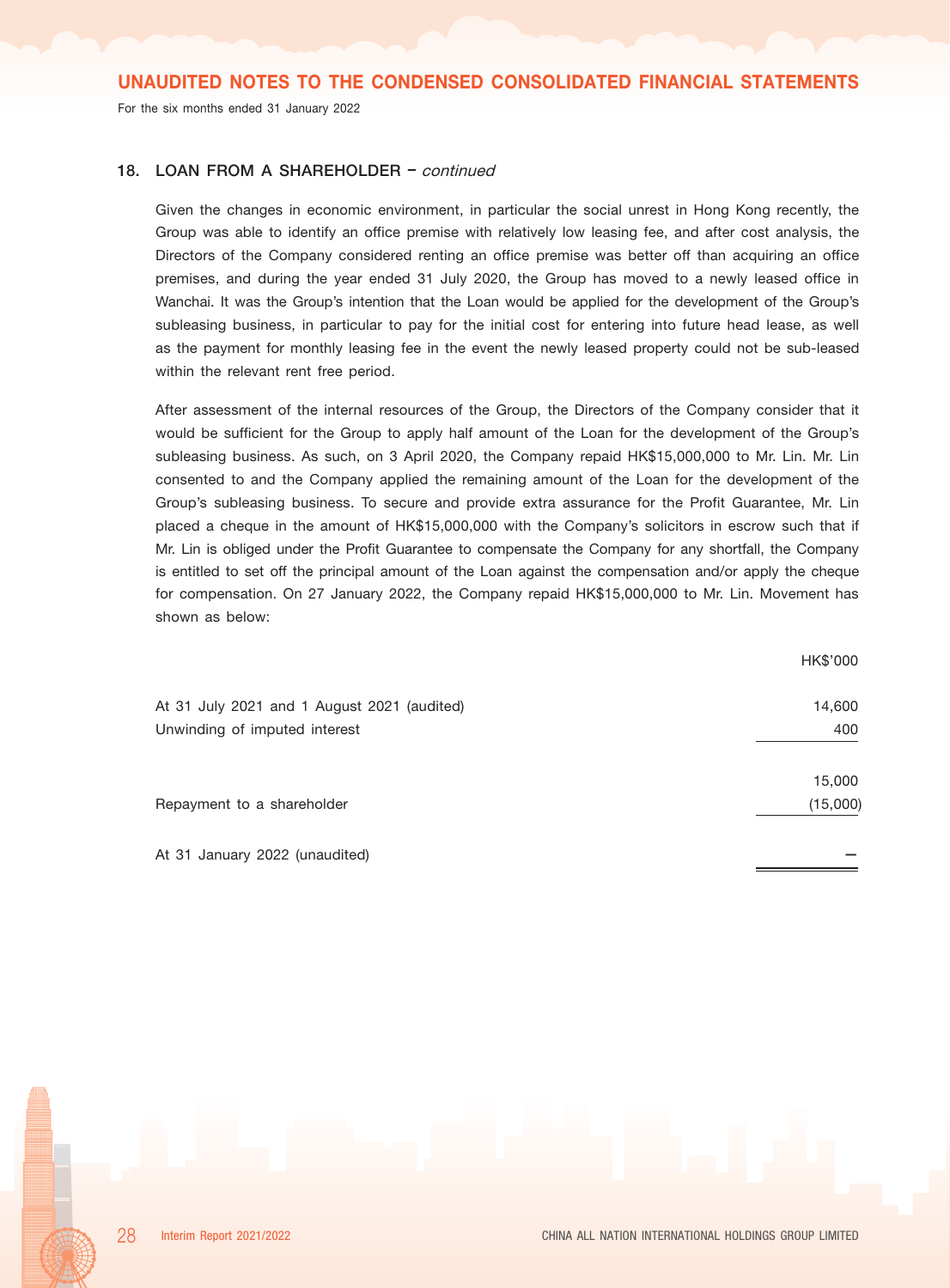### 18. LOAN FROM A SHAREHOLDER – *continued*

Given the changes in economic environment, in particular the social unrest in Hong Kong recently, the Group was able to identify an office premise with relatively low leasing fee, and after cost analysis, the Directors of the Company considered renting an office premise was better off than acquiring an office premises, and during the year ended 31 July 2020, the Group has moved to a newly leased office in Wanchai. It was the Group's intention that the Loan would be applied for the development of the Group's subleasing business, in particular to pay for the initial cost for entering into future head lease, as well as the payment for monthly leasing fee in the event the newly leased property could not be sub-leased within the relevant rent free period.

After assessment of the internal resources of the Group, the Directors of the Company consider that it would be sufficient for the Group to apply half amount of the Loan for the development of the Group's subleasing business. As such, on 3 April 2020, the Company repaid HK$15,000,000 to Mr. Lin. Mr. Lin consented to and the Company applied the remaining amount of the Loan for the development of the Group's subleasing business. To secure and provide extra assurance for the Profit Guarantee, Mr. Lin placed a cheque in the amount of HK$15,000,000 with the Company's solicitors in escrow such that if Mr. Lin is obliged under the Profit Guarantee to compensate the Company for any shortfall, the Company is entitled to set off the principal amount of the Loan against the compensation and/or apply the cheque for compensation. On 27 January 2022, the Company repaid HK$15,000,000 to Mr. Lin. Movement has shown as below:

| | HK$'000 |
|---|---|
| At 31 July 2021 and 1 August 2021 (audited) | 14,600 |
| Unwinding of imputed interest | 400 |
| | 15,000 |
| Repayment to a shareholder | (15,000) |
| At 31 January 2022 (unaudited) | – |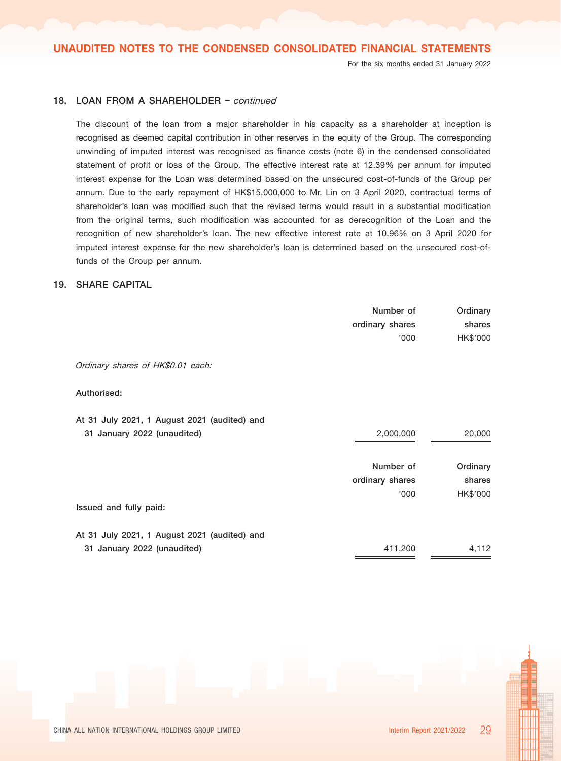### 18. LOAN FROM A SHAREHOLDER – *continued*

The discount of the loan from a major shareholder in his capacity as a shareholder at inception is recognised as deemed capital contribution in other reserves in the equity of the Group. The corresponding unwinding of imputed interest was recognised as finance costs (note 6) in the condensed consolidated statement of profit or loss of the Group. The effective interest rate at 12.39% per annum for imputed interest expense for the Loan was determined based on the unsecured cost-of-funds of the Group per annum. Due to the early repayment of HK$15,000,000 to Mr. Lin on 3 April 2020, contractual terms of shareholder's loan was modified such that the revised terms would result in a substantial modification from the original terms, such modification was accounted for as derecognition of the Loan and the recognition of new shareholder's loan. The new effective interest rate at 10.96% on 3 April 2020 for imputed interest expense for the new shareholder's loan is determined based on the unsecured cost-of-funds of the Group per annum.

### 19. SHARE CAPITAL

| | Number of ordinary shares '000 | Ordinary shares HK$'000 |
|---|---|---|
| *Ordinary shares of HK$0.01 each:* | | |
| **Authorised:** | | |
| At 31 July 2021, 1 August 2021 (audited) and 31 January 2022 (unaudited) | 2,000,000 | 20,000 |

| | Number of ordinary shares '000 | Ordinary shares HK$'000 |
|---|---|---|
| **Issued and fully paid:** | | |
| At 31 July 2021, 1 August 2021 (audited) and 31 January 2022 (unaudited) | 411,200 | 4,112 |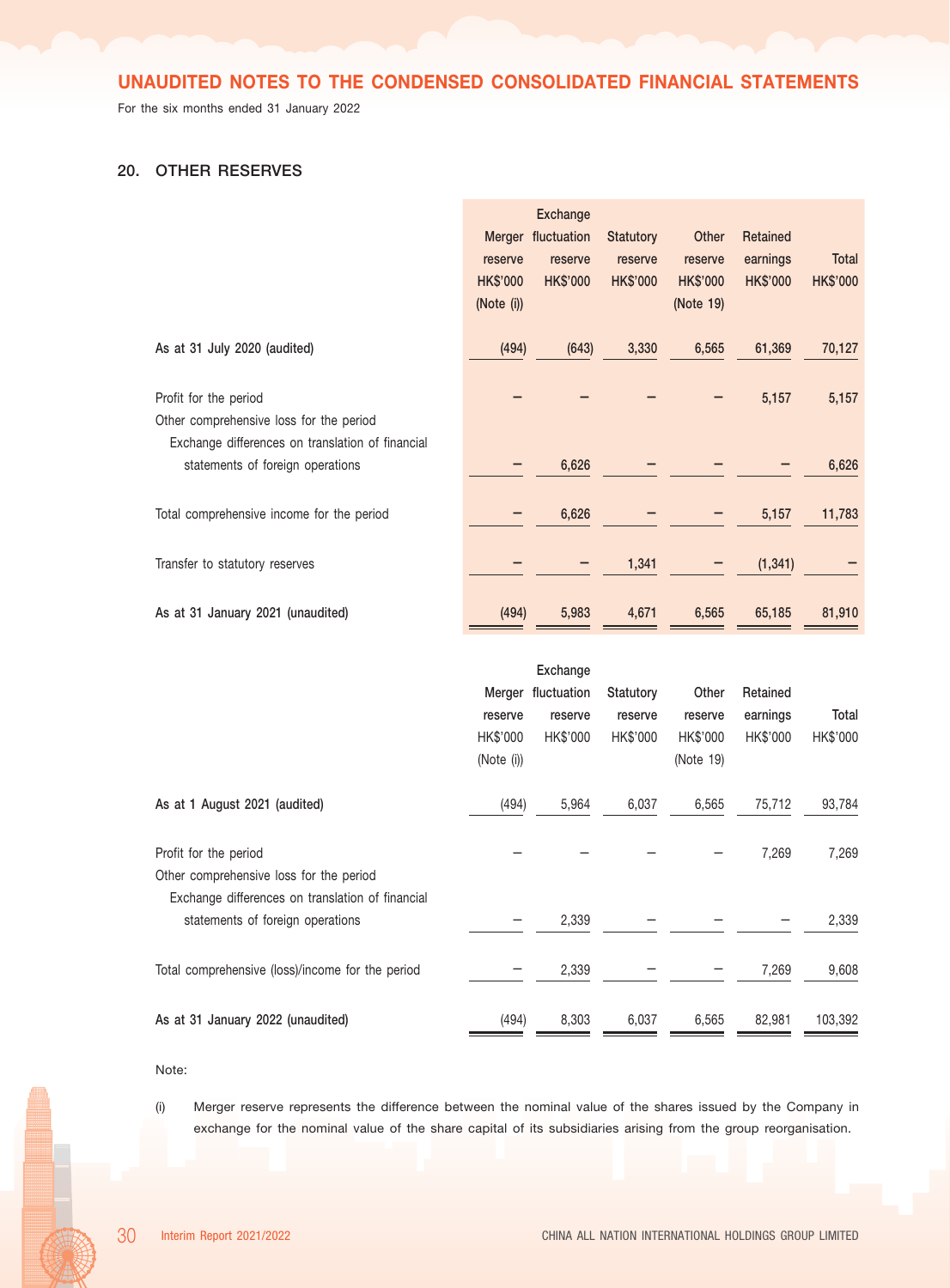## 20. OTHER RESERVES

| | Merger reserve HK$'000 (Note (i)) | Exchange fluctuation reserve HK$'000 | Statutory reserve HK$'000 | Other reserve HK$'000 (Note 19) | Retained earnings HK$'000 | Total HK$'000 |
|---|---|---|---|---|---|---|
| **As at 31 July 2020 (audited)** | (494) | (643) | 3,330 | 6,565 | 61,369 | 70,127 |
| Profit for the period | – | – | – | – | 5,157 | 5,157 |
| Other comprehensive loss for the period | | | | | | |
| Exchange differences on translation of financial statements of foreign operations | – | 6,626 | – | – | – | 6,626 |
| Total comprehensive income for the period | – | 6,626 | – | – | 5,157 | 11,783 |
| Transfer to statutory reserves | – | – | 1,341 | – | (1,341) | – |
| **As at 31 January 2021 (unaudited)** | (494) | 5,983 | 4,671 | 6,565 | 65,185 | 81,910 |

| | Merger reserve HK$'000 (Note (i)) | Exchange fluctuation reserve HK$'000 | Statutory reserve HK$'000 | Other reserve HK$'000 (Note 19) | Retained earnings HK$'000 | Total HK$'000 |
|---|---|---|---|---|---|---|
| **As at 1 August 2021 (audited)** | (494) | 5,964 | 6,037 | 6,565 | 75,712 | 93,784 |
| Profit for the period | – | – | – | – | 7,269 | 7,269 |
| Other comprehensive loss for the period | | | | | | |
| Exchange differences on translation of financial statements of foreign operations | – | 2,339 | – | – | – | 2,339 |
| Total comprehensive (loss)/income for the period | – | 2,339 | – | – | 7,269 | 9,608 |
| **As at 31 January 2022 (unaudited)** | (494) | 8,303 | 6,037 | 6,565 | 82,981 | 103,392 |

Note:

(i) Merger reserve represents the difference between the nominal value of the shares issued by the Company in exchange for the nominal value of the share capital of its subsidiaries arising from the group reorganisation.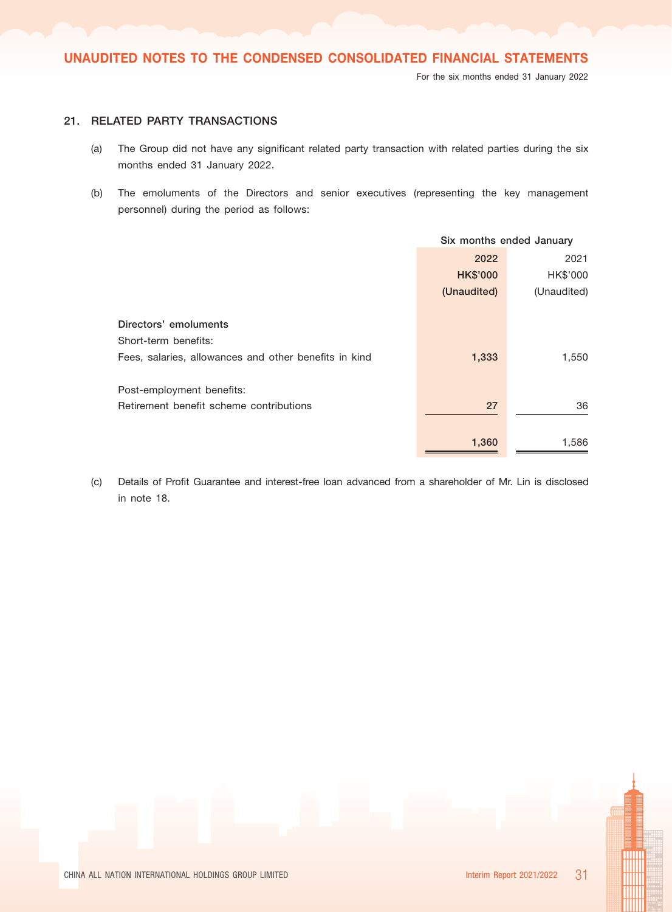## 21. RELATED PARTY TRANSACTIONS

(a) The Group did not have any significant related party transaction with related parties during the six months ended 31 January 2022.

(b) The emoluments of the Directors and senior executives (representing the key management personnel) during the period as follows:

| | Six months ended January | |
|---|---|---|
| | **2022** | 2021 |
| | **HK$'000** | HK$'000 |
| | **(Unaudited)** | (Unaudited) |
| **Directors' emoluments** | | |
| Short-term benefits: | | |
| Fees, salaries, allowances and other benefits in kind | **1,333** | 1,550 |
| Post-employment benefits: | | |
| Retirement benefit scheme contributions | **27** | 36 |
| | **1,360** | 1,586 |

(c) Details of Profit Guarantee and interest-free loan advanced from a shareholder of Mr. Lin is disclosed in note 18.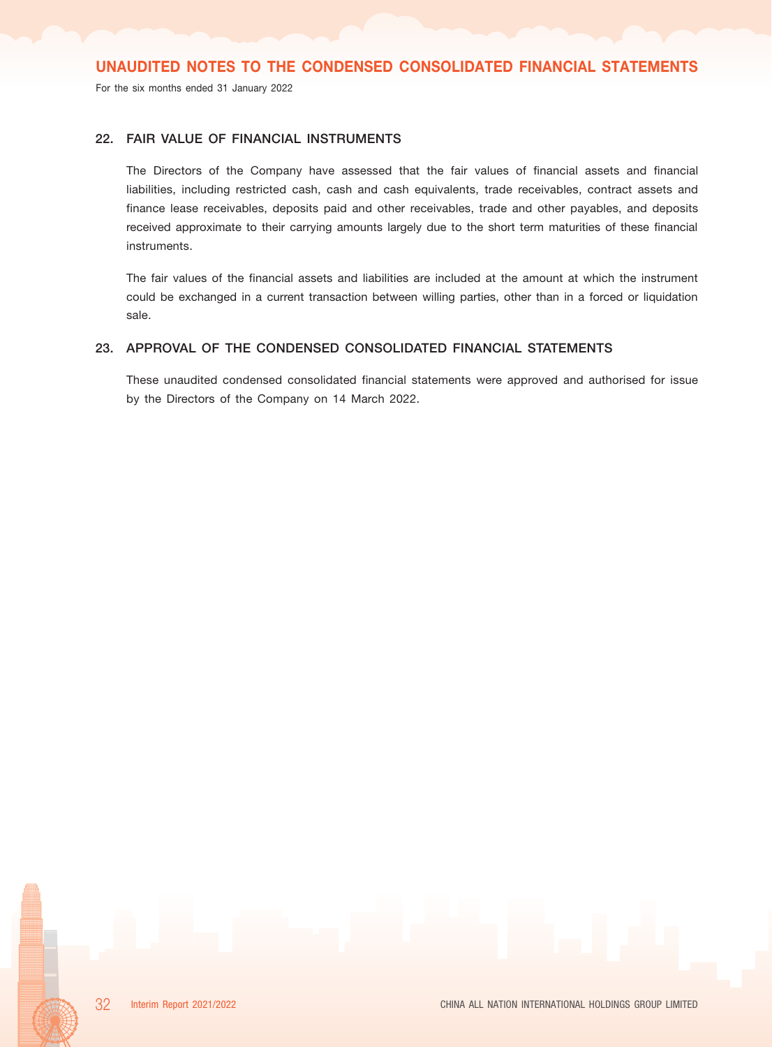## 22. FAIR VALUE OF FINANCIAL INSTRUMENTS

The Directors of the Company have assessed that the fair values of financial assets and financial liabilities, including restricted cash, cash and cash equivalents, trade receivables, contract assets and finance lease receivables, deposits paid and other receivables, trade and other payables, and deposits received approximate to their carrying amounts largely due to the short term maturities of these financial instruments.

The fair values of the financial assets and liabilities are included at the amount at which the instrument could be exchanged in a current transaction between willing parties, other than in a forced or liquidation sale.

## 23. APPROVAL OF THE CONDENSED CONSOLIDATED FINANCIAL STATEMENTS

These unaudited condensed consolidated financial statements were approved and authorised for issue by the Directors of the Company on 14 March 2022.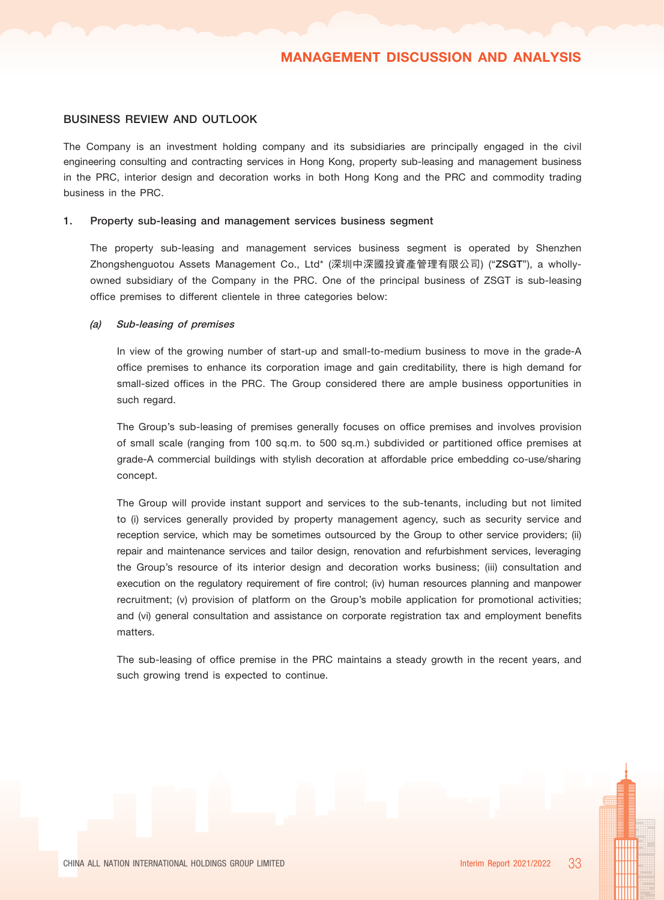## BUSINESS REVIEW AND OUTLOOK

The Company is an investment holding company and its subsidiaries are principally engaged in the civil engineering consulting and contracting services in Hong Kong, property sub-leasing and management business in the PRC, interior design and decoration works in both Hong Kong and the PRC and commodity trading business in the PRC.

### 1. Property sub-leasing and management services business segment

The property sub-leasing and management services business segment is operated by Shenzhen Zhongshenguotou Assets Management Co., Ltd* (深圳中深國投資產管理有限公司) ("**ZSGT**"), a wholly-owned subsidiary of the Company in the PRC. One of the principal business of ZSGT is sub-leasing office premises to different clientele in three categories below:

#### *(a) Sub-leasing of premises*

In view of the growing number of start-up and small-to-medium business to move in the grade-A office premises to enhance its corporation image and gain creditability, there is high demand for small-sized offices in the PRC. The Group considered there are ample business opportunities in such regard.

The Group's sub-leasing of premises generally focuses on office premises and involves provision of small scale (ranging from 100 sq.m. to 500 sq.m.) subdivided or partitioned office premises at grade-A commercial buildings with stylish decoration at affordable price embedding co-use/sharing concept.

The Group will provide instant support and services to the sub-tenants, including but not limited to (i) services generally provided by property management agency, such as security service and reception service, which may be sometimes outsourced by the Group to other service providers; (ii) repair and maintenance services and tailor design, renovation and refurbishment services, leveraging the Group's resource of its interior design and decoration works business; (iii) consultation and execution on the regulatory requirement of fire control; (iv) human resources planning and manpower recruitment; (v) provision of platform on the Group's mobile application for promotional activities; and (vi) general consultation and assistance on corporate registration tax and employment benefits matters.

The sub-leasing of office premise in the PRC maintains a steady growth in the recent years, and such growing trend is expected to continue.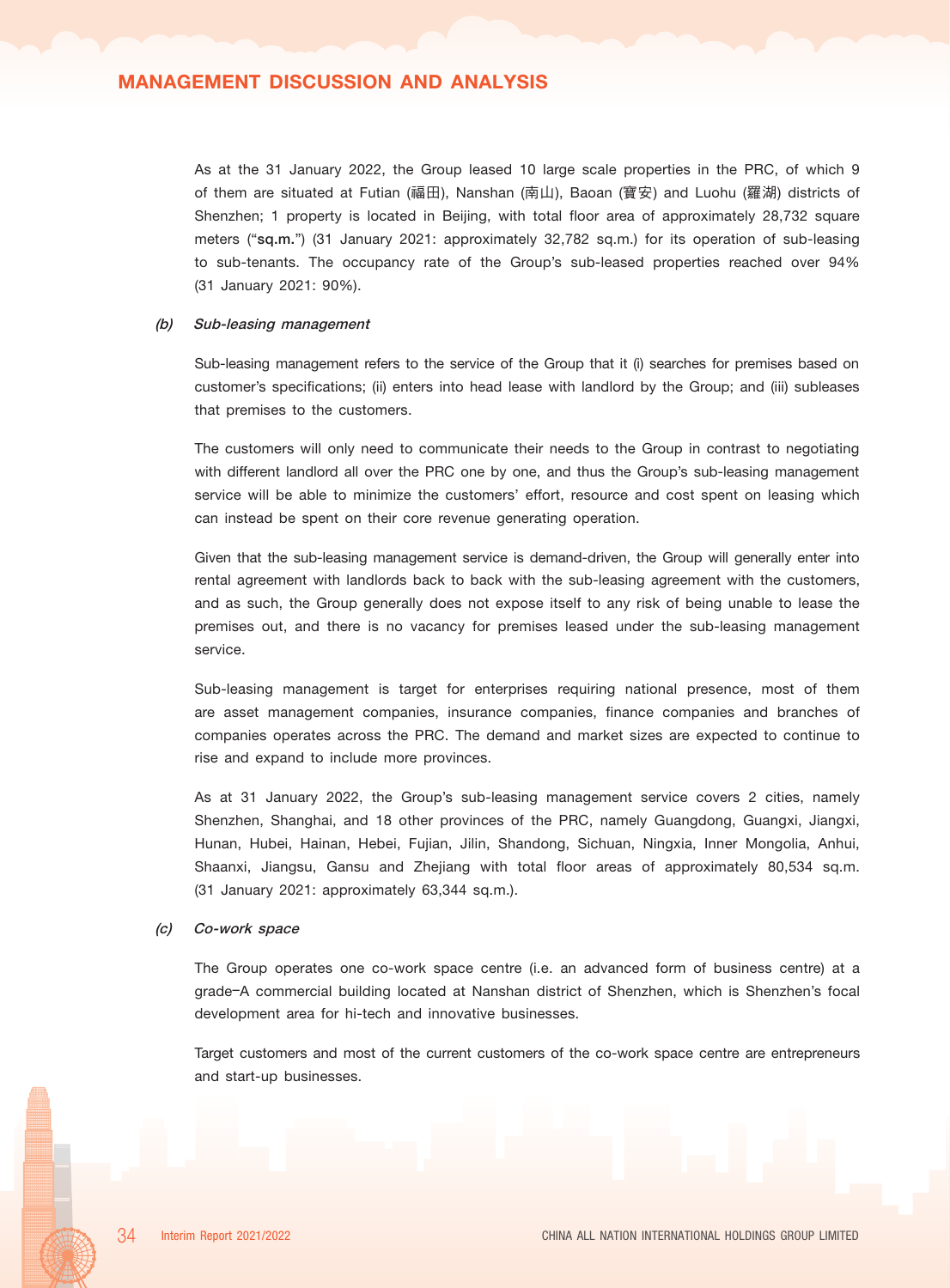As at the 31 January 2022, the Group leased 10 large scale properties in the PRC, of which 9 of them are situated at Futian (福田), Nanshan (南山), Baoan (寶安) and Luohu (羅湖) districts of Shenzhen; 1 property is located in Beijing, with total floor area of approximately 28,732 square meters ("**sq.m.**") (31 January 2021: approximately 32,782 sq.m.) for its operation of sub-leasing to sub-tenants. The occupancy rate of the Group's sub-leased properties reached over 94% (31 January 2021: 90%).

***(b) Sub-leasing management***

Sub-leasing management refers to the service of the Group that it (i) searches for premises based on customer's specifications; (ii) enters into head lease with landlord by the Group; and (iii) subleases that premises to the customers.

The customers will only need to communicate their needs to the Group in contrast to negotiating with different landlord all over the PRC one by one, and thus the Group's sub-leasing management service will be able to minimize the customers' effort, resource and cost spent on leasing which can instead be spent on their core revenue generating operation.

Given that the sub-leasing management service is demand-driven, the Group will generally enter into rental agreement with landlords back to back with the sub-leasing agreement with the customers, and as such, the Group generally does not expose itself to any risk of being unable to lease the premises out, and there is no vacancy for premises leased under the sub-leasing management service.

Sub-leasing management is target for enterprises requiring national presence, most of them are asset management companies, insurance companies, finance companies and branches of companies operates across the PRC. The demand and market sizes are expected to continue to rise and expand to include more provinces.

As at 31 January 2022, the Group's sub-leasing management service covers 2 cities, namely Shenzhen, Shanghai, and 18 other provinces of the PRC, namely Guangdong, Guangxi, Jiangxi, Hunan, Hubei, Hainan, Hebei, Fujian, Jilin, Shandong, Sichuan, Ningxia, Inner Mongolia, Anhui, Shaanxi, Jiangsu, Gansu and Zhejiang with total floor areas of approximately 80,534 sq.m. (31 January 2021: approximately 63,344 sq.m.).

***(c) Co-work space***

The Group operates one co-work space centre (i.e. an advanced form of business centre) at a grade–A commercial building located at Nanshan district of Shenzhen, which is Shenzhen's focal development area for hi-tech and innovative businesses.

Target customers and most of the current customers of the co-work space centre are entrepreneurs and start-up businesses.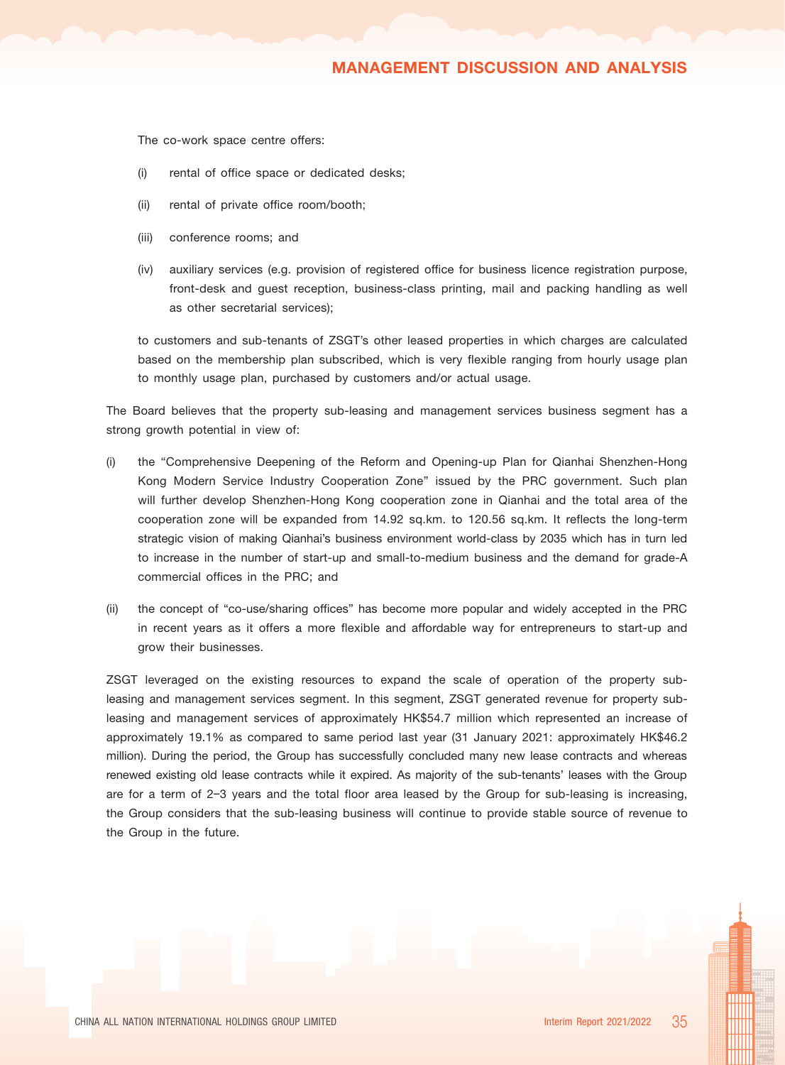The co-work space centre offers:

(i) rental of office space or dedicated desks;

(ii) rental of private office room/booth;

(iii) conference rooms; and

(iv) auxiliary services (e.g. provision of registered office for business licence registration purpose, front-desk and guest reception, business-class printing, mail and packing handling as well as other secretarial services);

to customers and sub-tenants of ZSGT's other leased properties in which charges are calculated based on the membership plan subscribed, which is very flexible ranging from hourly usage plan to monthly usage plan, purchased by customers and/or actual usage.

The Board believes that the property sub-leasing and management services business segment has a strong growth potential in view of:

(i) the "Comprehensive Deepening of the Reform and Opening-up Plan for Qianhai Shenzhen-Hong Kong Modern Service Industry Cooperation Zone" issued by the PRC government. Such plan will further develop Shenzhen-Hong Kong cooperation zone in Qianhai and the total area of the cooperation zone will be expanded from 14.92 sq.km. to 120.56 sq.km. It reflects the long-term strategic vision of making Qianhai's business environment world-class by 2035 which has in turn led to increase in the number of start-up and small-to-medium business and the demand for grade-A commercial offices in the PRC; and

(ii) the concept of "co-use/sharing offices" has become more popular and widely accepted in the PRC in recent years as it offers a more flexible and affordable way for entrepreneurs to start-up and grow their businesses.

ZSGT leveraged on the existing resources to expand the scale of operation of the property sub-leasing and management services segment. In this segment, ZSGT generated revenue for property sub-leasing and management services of approximately HK$54.7 million which represented an increase of approximately 19.1% as compared to same period last year (31 January 2021: approximately HK$46.2 million). During the period, the Group has successfully concluded many new lease contracts and whereas renewed existing old lease contracts while it expired. As majority of the sub-tenants' leases with the Group are for a term of 2–3 years and the total floor area leased by the Group for sub-leasing is increasing, the Group considers that the sub-leasing business will continue to provide stable source of revenue to the Group in the future.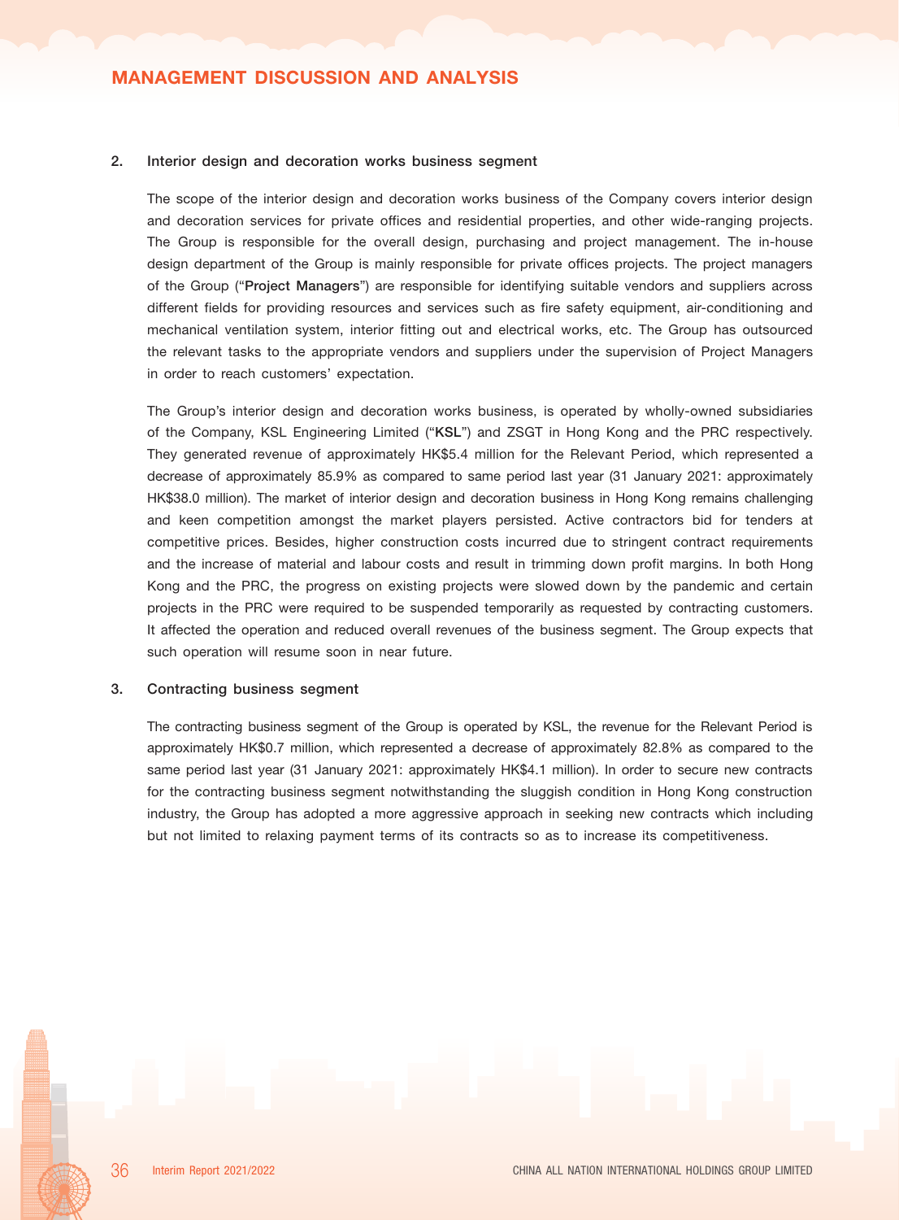### 2. Interior design and decoration works business segment

The scope of the interior design and decoration works business of the Company covers interior design and decoration services for private offices and residential properties, and other wide-ranging projects. The Group is responsible for the overall design, purchasing and project management. The in-house design department of the Group is mainly responsible for private offices projects. The project managers of the Group ("**Project Managers**") are responsible for identifying suitable vendors and suppliers across different fields for providing resources and services such as fire safety equipment, air-conditioning and mechanical ventilation system, interior fitting out and electrical works, etc. The Group has outsourced the relevant tasks to the appropriate vendors and suppliers under the supervision of Project Managers in order to reach customers' expectation.

The Group's interior design and decoration works business, is operated by wholly-owned subsidiaries of the Company, KSL Engineering Limited ("**KSL**") and ZSGT in Hong Kong and the PRC respectively. They generated revenue of approximately HK$5.4 million for the Relevant Period, which represented a decrease of approximately 85.9% as compared to same period last year (31 January 2021: approximately HK$38.0 million). The market of interior design and decoration business in Hong Kong remains challenging and keen competition amongst the market players persisted. Active contractors bid for tenders at competitive prices. Besides, higher construction costs incurred due to stringent contract requirements and the increase of material and labour costs and result in trimming down profit margins. In both Hong Kong and the PRC, the progress on existing projects were slowed down by the pandemic and certain projects in the PRC were required to be suspended temporarily as requested by contracting customers. It affected the operation and reduced overall revenues of the business segment. The Group expects that such operation will resume soon in near future.

### 3. Contracting business segment

The contracting business segment of the Group is operated by KSL, the revenue for the Relevant Period is approximately HK$0.7 million, which represented a decrease of approximately 82.8% as compared to the same period last year (31 January 2021: approximately HK$4.1 million). In order to secure new contracts for the contracting business segment notwithstanding the sluggish condition in Hong Kong construction industry, the Group has adopted a more aggressive approach in seeking new contracts which including but not limited to relaxing payment terms of its contracts so as to increase its competitiveness.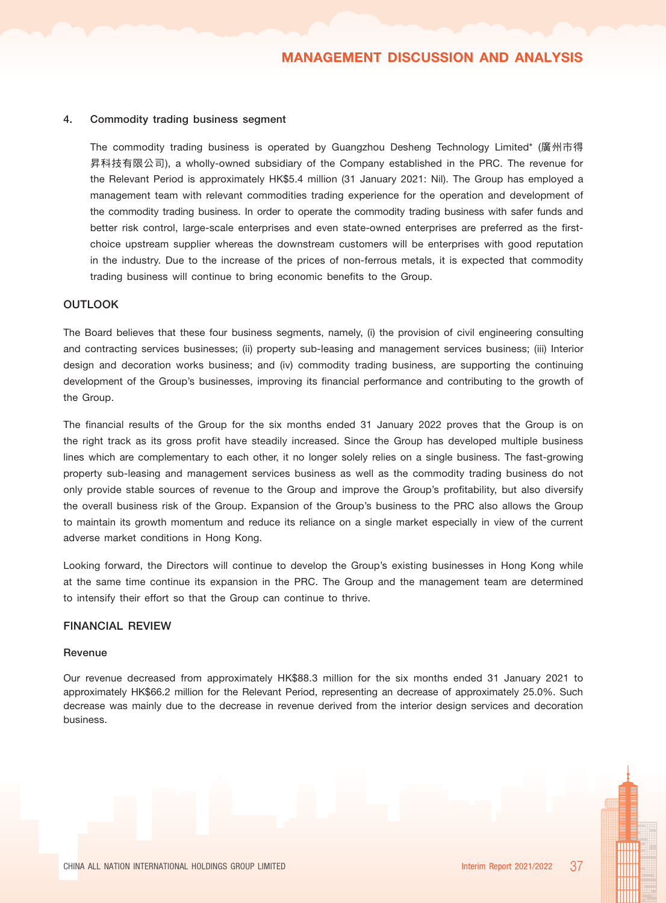#### 4. Commodity trading business segment

The commodity trading business is operated by Guangzhou Desheng Technology Limited* (廣州市得昇科技有限公司), a wholly-owned subsidiary of the Company established in the PRC. The revenue for the Relevant Period is approximately HK$5.4 million (31 January 2021: Nil). The Group has employed a management team with relevant commodities trading experience for the operation and development of the commodity trading business. In order to operate the commodity trading business with safer funds and better risk control, large-scale enterprises and even state-owned enterprises are preferred as the first-choice upstream supplier whereas the downstream customers will be enterprises with good reputation in the industry. Due to the increase of the prices of non-ferrous metals, it is expected that commodity trading business will continue to bring economic benefits to the Group.

## OUTLOOK

The Board believes that these four business segments, namely, (i) the provision of civil engineering consulting and contracting services businesses; (ii) property sub-leasing and management services business; (iii) Interior design and decoration works business; and (iv) commodity trading business, are supporting the continuing development of the Group's businesses, improving its financial performance and contributing to the growth of the Group.

The financial results of the Group for the six months ended 31 January 2022 proves that the Group is on the right track as its gross profit have steadily increased. Since the Group has developed multiple business lines which are complementary to each other, it no longer solely relies on a single business. The fast-growing property sub-leasing and management services business as well as the commodity trading business do not only provide stable sources of revenue to the Group and improve the Group's profitability, but also diversify the overall business risk of the Group. Expansion of the Group's business to the PRC also allows the Group to maintain its growth momentum and reduce its reliance on a single market especially in view of the current adverse market conditions in Hong Kong.

Looking forward, the Directors will continue to develop the Group's existing businesses in Hong Kong while at the same time continue its expansion in the PRC. The Group and the management team are determined to intensify their effort so that the Group can continue to thrive.

## FINANCIAL REVIEW

### Revenue

Our revenue decreased from approximately HK$88.3 million for the six months ended 31 January 2021 to approximately HK$66.2 million for the Relevant Period, representing an decrease of approximately 25.0%. Such decrease was mainly due to the decrease in revenue derived from the interior design services and decoration business.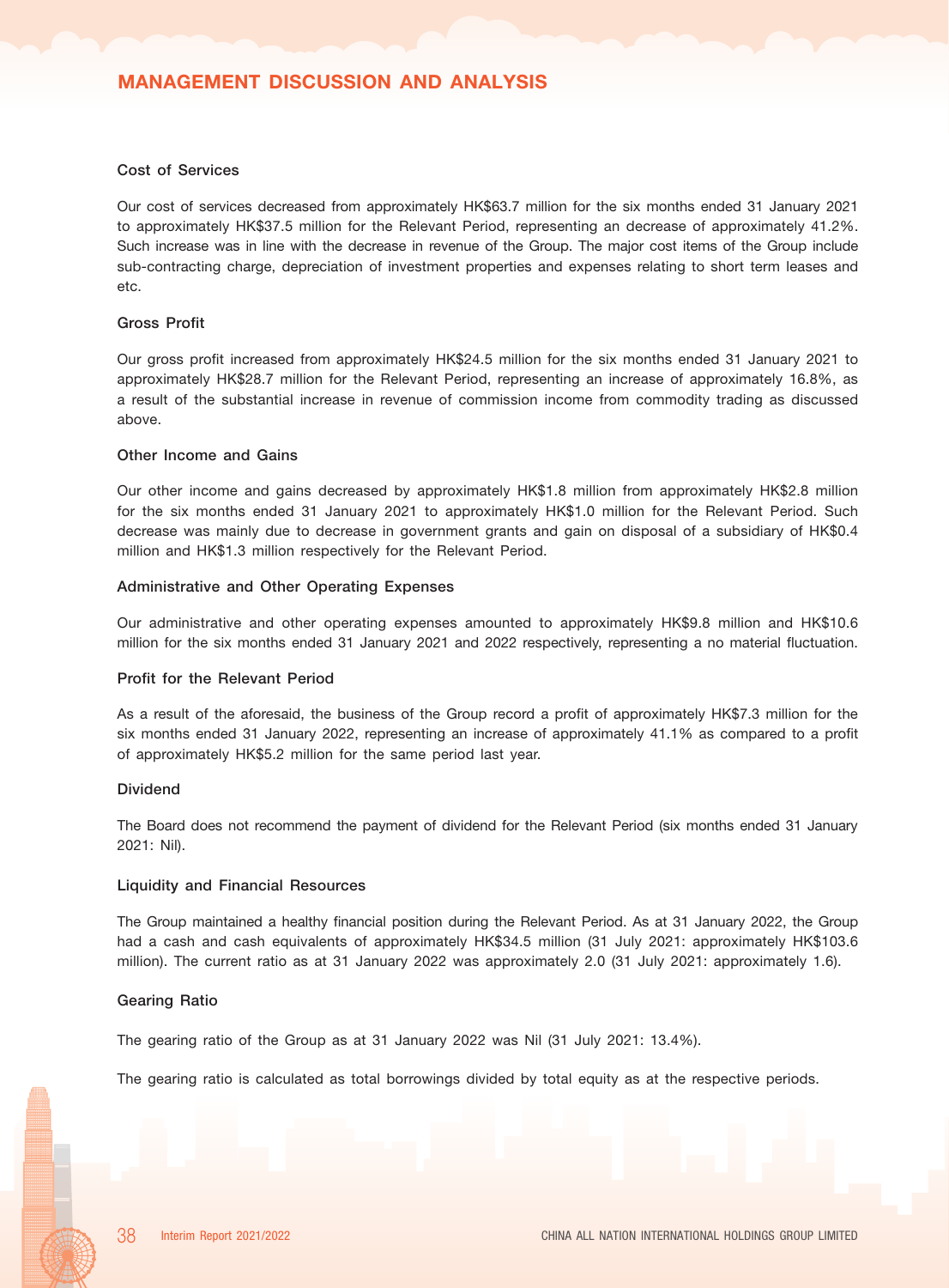## MANAGEMENT DISCUSSION AND ANALYSIS

### Cost of Services

Our cost of services decreased from approximately HK$63.7 million for the six months ended 31 January 2021 to approximately HK$37.5 million for the Relevant Period, representing an decrease of approximately 41.2%. Such increase was in line with the decrease in revenue of the Group. The major cost items of the Group include sub-contracting charge, depreciation of investment properties and expenses relating to short term leases and etc.

### Gross Profit

Our gross profit increased from approximately HK$24.5 million for the six months ended 31 January 2021 to approximately HK$28.7 million for the Relevant Period, representing an increase of approximately 16.8%, as a result of the substantial increase in revenue of commission income from commodity trading as discussed above.

### Other Income and Gains

Our other income and gains decreased by approximately HK$1.8 million from approximately HK$2.8 million for the six months ended 31 January 2021 to approximately HK$1.0 million for the Relevant Period. Such decrease was mainly due to decrease in government grants and gain on disposal of a subsidiary of HK$0.4 million and HK$1.3 million respectively for the Relevant Period.

### Administrative and Other Operating Expenses

Our administrative and other operating expenses amounted to approximately HK$9.8 million and HK$10.6 million for the six months ended 31 January 2021 and 2022 respectively, representing a no material fluctuation.

### Profit for the Relevant Period

As a result of the aforesaid, the business of the Group record a profit of approximately HK$7.3 million for the six months ended 31 January 2022, representing an increase of approximately 41.1% as compared to a profit of approximately HK$5.2 million for the same period last year.

### Dividend

The Board does not recommend the payment of dividend for the Relevant Period (six months ended 31 January 2021: Nil).

### Liquidity and Financial Resources

The Group maintained a healthy financial position during the Relevant Period. As at 31 January 2022, the Group had a cash and cash equivalents of approximately HK$34.5 million (31 July 2021: approximately HK$103.6 million). The current ratio as at 31 January 2022 was approximately 2.0 (31 July 2021: approximately 1.6).

### Gearing Ratio

The gearing ratio of the Group as at 31 January 2022 was Nil (31 July 2021: 13.4%).

The gearing ratio is calculated as total borrowings divided by total equity as at the respective periods.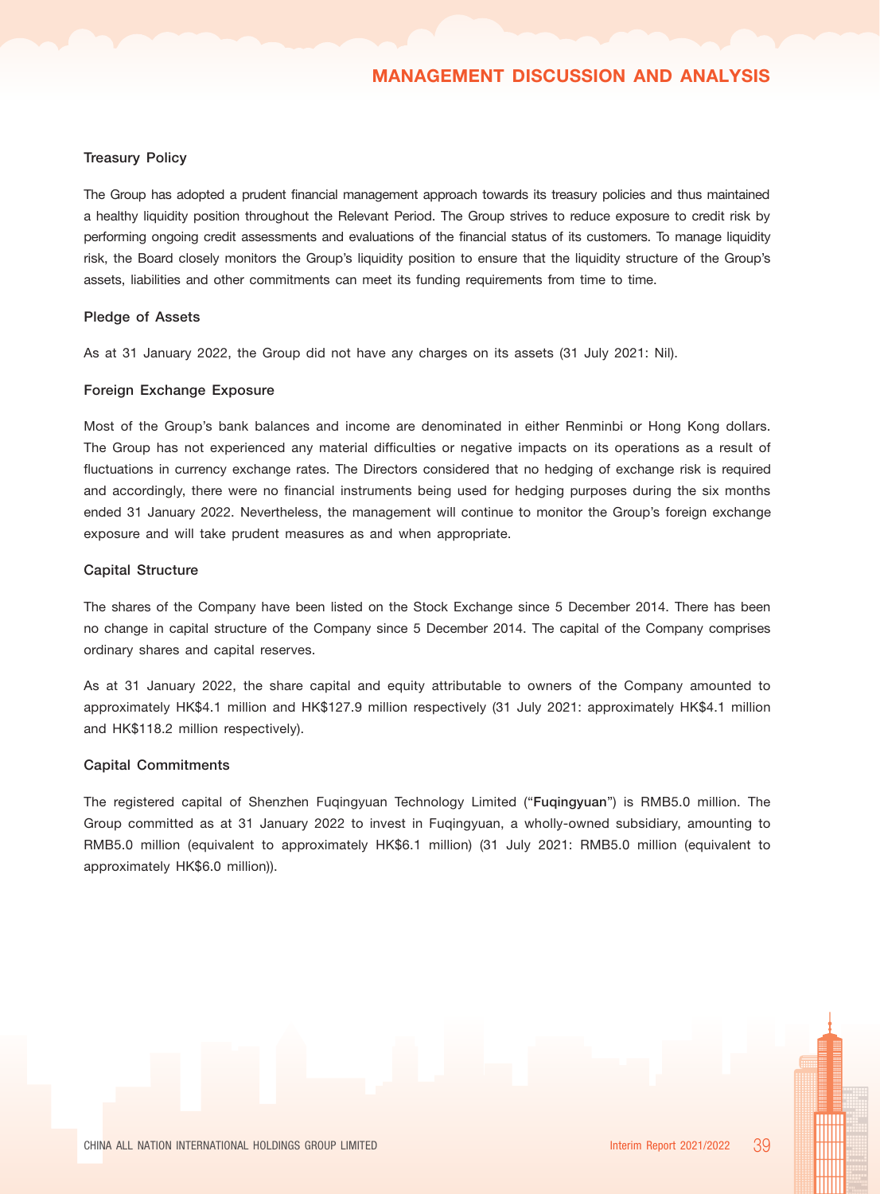### Treasury Policy

The Group has adopted a prudent financial management approach towards its treasury policies and thus maintained a healthy liquidity position throughout the Relevant Period. The Group strives to reduce exposure to credit risk by performing ongoing credit assessments and evaluations of the financial status of its customers. To manage liquidity risk, the Board closely monitors the Group's liquidity position to ensure that the liquidity structure of the Group's assets, liabilities and other commitments can meet its funding requirements from time to time.

### Pledge of Assets

As at 31 January 2022, the Group did not have any charges on its assets (31 July 2021: Nil).

### Foreign Exchange Exposure

Most of the Group's bank balances and income are denominated in either Renminbi or Hong Kong dollars. The Group has not experienced any material difficulties or negative impacts on its operations as a result of fluctuations in currency exchange rates. The Directors considered that no hedging of exchange risk is required and accordingly, there were no financial instruments being used for hedging purposes during the six months ended 31 January 2022. Nevertheless, the management will continue to monitor the Group's foreign exchange exposure and will take prudent measures as and when appropriate.

### Capital Structure

The shares of the Company have been listed on the Stock Exchange since 5 December 2014. There has been no change in capital structure of the Company since 5 December 2014. The capital of the Company comprises ordinary shares and capital reserves.

As at 31 January 2022, the share capital and equity attributable to owners of the Company amounted to approximately HK$4.1 million and HK$127.9 million respectively (31 July 2021: approximately HK$4.1 million and HK$118.2 million respectively).

### Capital Commitments

The registered capital of Shenzhen Fuqingyuan Technology Limited ("**Fuqingyuan**") is RMB5.0 million. The Group committed as at 31 January 2022 to invest in Fuqingyuan, a wholly-owned subsidiary, amounting to RMB5.0 million (equivalent to approximately HK$6.1 million) (31 July 2021: RMB5.0 million (equivalent to approximately HK$6.0 million)).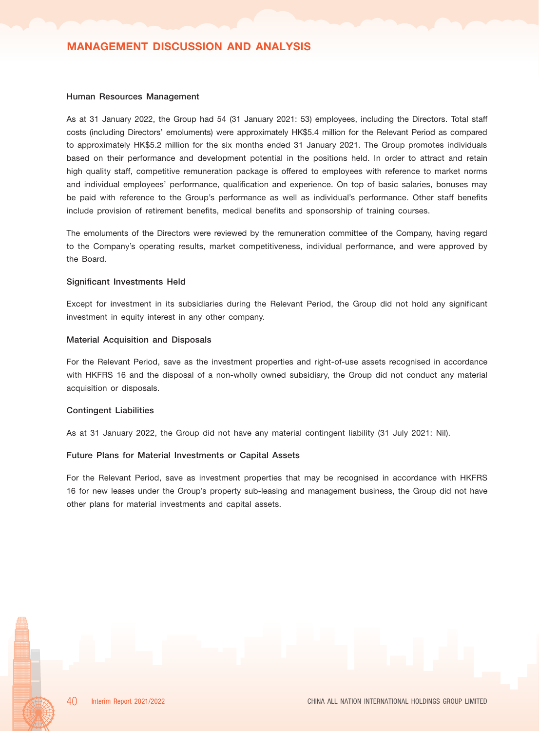## Human Resources Management

As at 31 January 2022, the Group had 54 (31 January 2021: 53) employees, including the Directors. Total staff costs (including Directors' emoluments) were approximately HK$5.4 million for the Relevant Period as compared to approximately HK$5.2 million for the six months ended 31 January 2021. The Group promotes individuals based on their performance and development potential in the positions held. In order to attract and retain high quality staff, competitive remuneration package is offered to employees with reference to market norms and individual employees' performance, qualification and experience. On top of basic salaries, bonuses may be paid with reference to the Group's performance as well as individual's performance. Other staff benefits include provision of retirement benefits, medical benefits and sponsorship of training courses.

The emoluments of the Directors were reviewed by the remuneration committee of the Company, having regard to the Company's operating results, market competitiveness, individual performance, and were approved by the Board.

## Significant Investments Held

Except for investment in its subsidiaries during the Relevant Period, the Group did not hold any significant investment in equity interest in any other company.

## Material Acquisition and Disposals

For the Relevant Period, save as the investment properties and right-of-use assets recognised in accordance with HKFRS 16 and the disposal of a non-wholly owned subsidiary, the Group did not conduct any material acquisition or disposals.

## Contingent Liabilities

As at 31 January 2022, the Group did not have any material contingent liability (31 July 2021: Nil).

## Future Plans for Material Investments or Capital Assets

For the Relevant Period, save as investment properties that may be recognised in accordance with HKFRS 16 for new leases under the Group's property sub-leasing and management business, the Group did not have other plans for material investments and capital assets.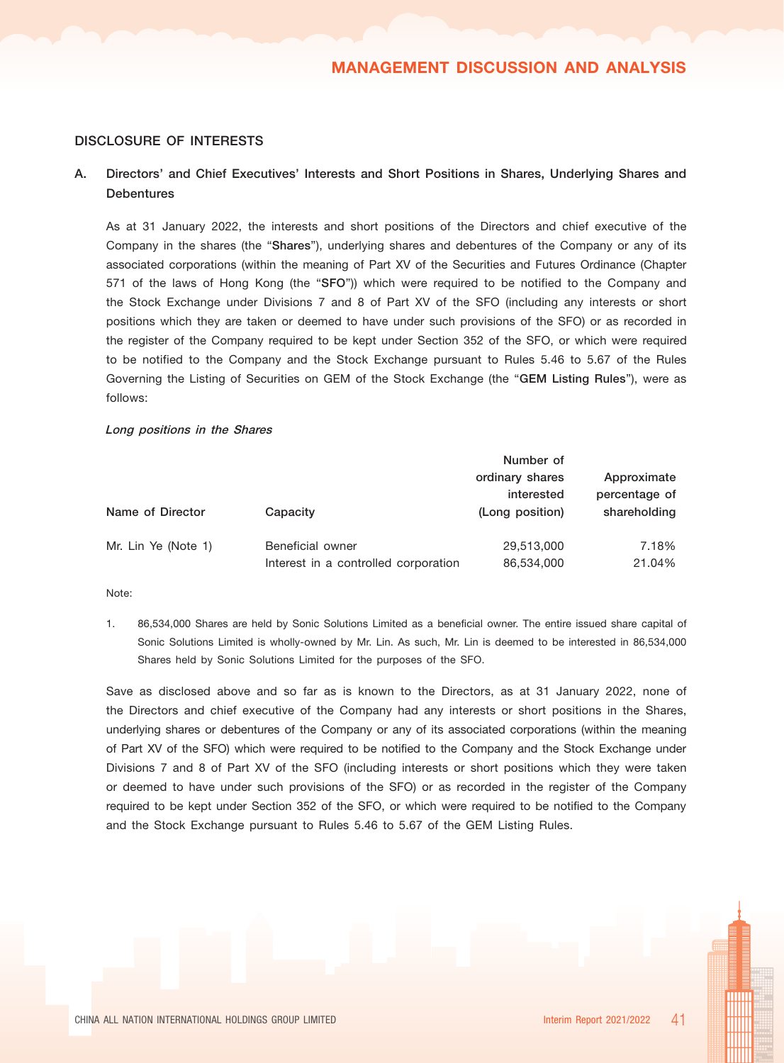## DISCLOSURE OF INTERESTS

### A. Directors' and Chief Executives' Interests and Short Positions in Shares, Underlying Shares and Debentures

As at 31 January 2022, the interests and short positions of the Directors and chief executive of the Company in the shares (the "**Shares**"), underlying shares and debentures of the Company or any of its associated corporations (within the meaning of Part XV of the Securities and Futures Ordinance (Chapter 571 of the laws of Hong Kong (the "**SFO**")) which were required to be notified to the Company and the Stock Exchange under Divisions 7 and 8 of Part XV of the SFO (including any interests or short positions which they are taken or deemed to have under such provisions of the SFO) or as recorded in the register of the Company required to be kept under Section 352 of the SFO, or which were required to be notified to the Company and the Stock Exchange pursuant to Rules 5.46 to 5.67 of the Rules Governing the Listing of Securities on GEM of the Stock Exchange (the "**GEM Listing Rules**"), were as follows:

*Long positions in the Shares*

| Name of Director | Capacity | Number of ordinary shares interested (Long position) | Approximate percentage of shareholding |
|---|---|---|---|
| Mr. Lin Ye (Note 1) | Beneficial owner | 29,513,000 | 7.18% |
| | Interest in a controlled corporation | 86,534,000 | 21.04% |

Note:

1. 86,534,000 Shares are held by Sonic Solutions Limited as a beneficial owner. The entire issued share capital of Sonic Solutions Limited is wholly-owned by Mr. Lin. As such, Mr. Lin is deemed to be interested in 86,534,000 Shares held by Sonic Solutions Limited for the purposes of the SFO.

Save as disclosed above and so far as is known to the Directors, as at 31 January 2022, none of the Directors and chief executive of the Company had any interests or short positions in the Shares, underlying shares or debentures of the Company or any of its associated corporations (within the meaning of Part XV of the SFO) which were required to be notified to the Company and the Stock Exchange under Divisions 7 and 8 of Part XV of the SFO (including interests or short positions which they were taken or deemed to have under such provisions of the SFO) or as recorded in the register of the Company required to be kept under Section 352 of the SFO, or which were required to be notified to the Company and the Stock Exchange pursuant to Rules 5.46 to 5.67 of the GEM Listing Rules.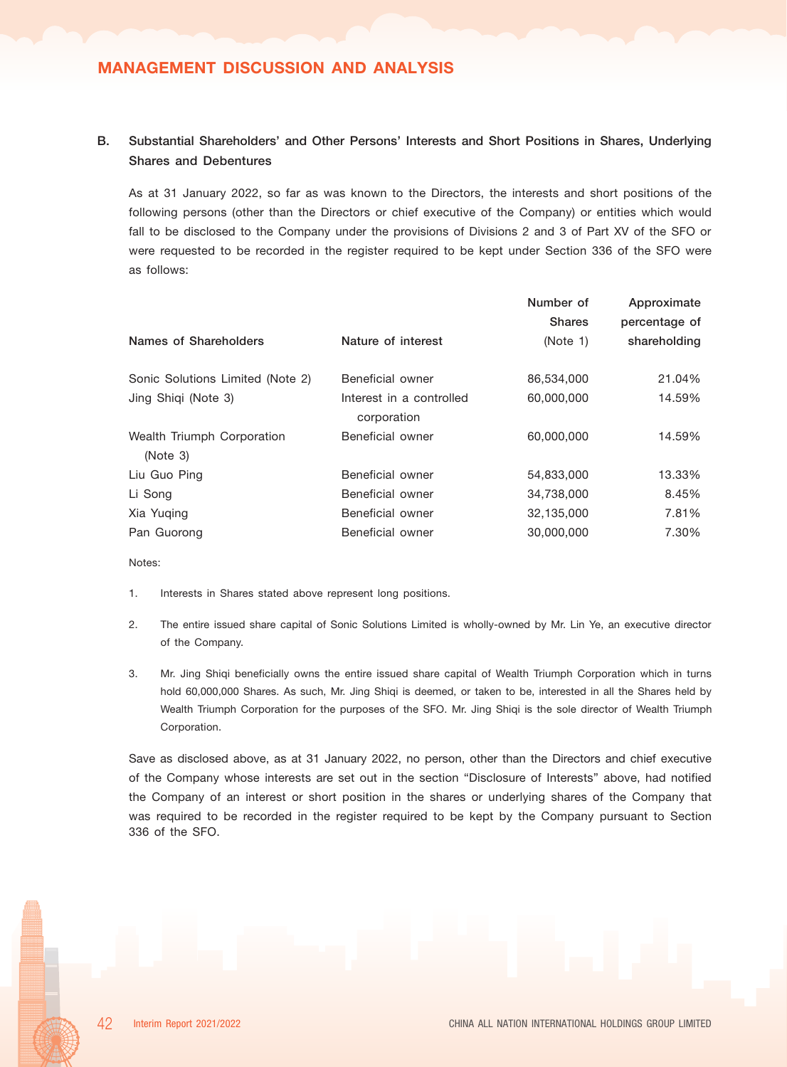## B. Substantial Shareholders' and Other Persons' Interests and Short Positions in Shares, Underlying Shares and Debentures

As at 31 January 2022, so far as was known to the Directors, the interests and short positions of the following persons (other than the Directors or chief executive of the Company) or entities which would fall to be disclosed to the Company under the provisions of Divisions 2 and 3 of Part XV of the SFO or were requested to be recorded in the register required to be kept under Section 336 of the SFO were as follows:

| Names of Shareholders | Nature of interest | Number of Shares (Note 1) | Approximate percentage of shareholding |
|---|---|---|---|
| Sonic Solutions Limited (Note 2) | Beneficial owner | 86,534,000 | 21.04% |
| Jing Shiqi (Note 3) | Interest in a controlled corporation | 60,000,000 | 14.59% |
| Wealth Triumph Corporation (Note 3) | Beneficial owner | 60,000,000 | 14.59% |
| Liu Guo Ping | Beneficial owner | 54,833,000 | 13.33% |
| Li Song | Beneficial owner | 34,738,000 | 8.45% |
| Xia Yuqing | Beneficial owner | 32,135,000 | 7.81% |
| Pan Guorong | Beneficial owner | 30,000,000 | 7.30% |

Notes:

1. Interests in Shares stated above represent long positions.
2. The entire issued share capital of Sonic Solutions Limited is wholly-owned by Mr. Lin Ye, an executive director of the Company.
3. Mr. Jing Shiqi beneficially owns the entire issued share capital of Wealth Triumph Corporation which in turns hold 60,000,000 Shares. As such, Mr. Jing Shiqi is deemed, or taken to be, interested in all the Shares held by Wealth Triumph Corporation for the purposes of the SFO. Mr. Jing Shiqi is the sole director of Wealth Triumph Corporation.

Save as disclosed above, as at 31 January 2022, no person, other than the Directors and chief executive of the Company whose interests are set out in the section "Disclosure of Interests" above, had notified the Company of an interest or short position in the shares or underlying shares of the Company that was required to be recorded in the register required to be kept by the Company pursuant to Section 336 of the SFO.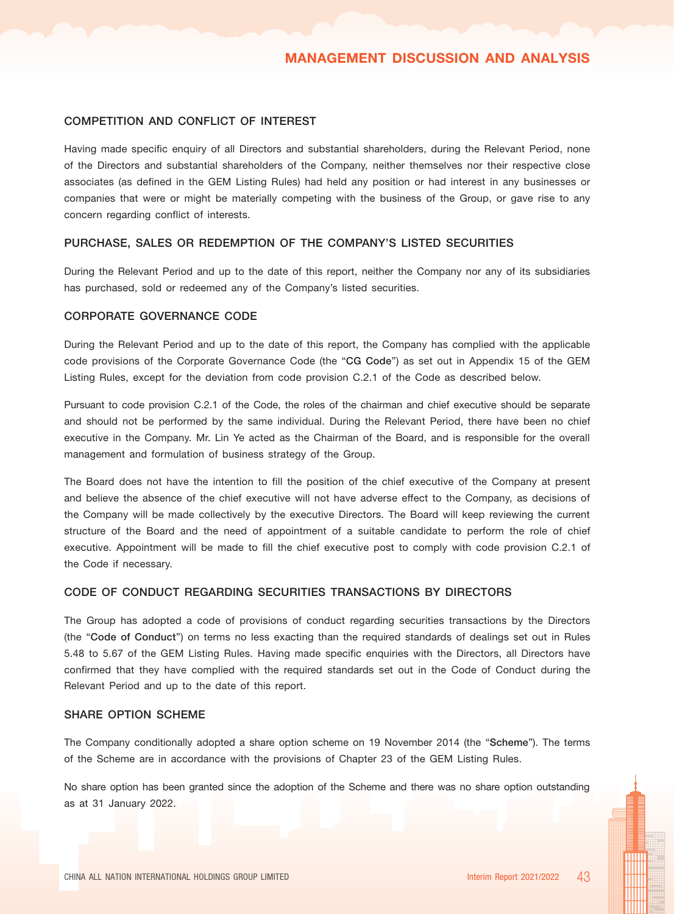### COMPETITION AND CONFLICT OF INTEREST

Having made specific enquiry of all Directors and substantial shareholders, during the Relevant Period, none of the Directors and substantial shareholders of the Company, neither themselves nor their respective close associates (as defined in the GEM Listing Rules) had held any position or had interest in any businesses or companies that were or might be materially competing with the business of the Group, or gave rise to any concern regarding conflict of interests.

### PURCHASE, SALES OR REDEMPTION OF THE COMPANY'S LISTED SECURITIES

During the Relevant Period and up to the date of this report, neither the Company nor any of its subsidiaries has purchased, sold or redeemed any of the Company's listed securities.

### CORPORATE GOVERNANCE CODE

During the Relevant Period and up to the date of this report, the Company has complied with the applicable code provisions of the Corporate Governance Code (the "**CG Code**") as set out in Appendix 15 of the GEM Listing Rules, except for the deviation from code provision C.2.1 of the Code as described below.

Pursuant to code provision C.2.1 of the Code, the roles of the chairman and chief executive should be separate and should not be performed by the same individual. During the Relevant Period, there have been no chief executive in the Company. Mr. Lin Ye acted as the Chairman of the Board, and is responsible for the overall management and formulation of business strategy of the Group.

The Board does not have the intention to fill the position of the chief executive of the Company at present and believe the absence of the chief executive will not have adverse effect to the Company, as decisions of the Company will be made collectively by the executive Directors. The Board will keep reviewing the current structure of the Board and the need of appointment of a suitable candidate to perform the role of chief executive. Appointment will be made to fill the chief executive post to comply with code provision C.2.1 of the Code if necessary.

### CODE OF CONDUCT REGARDING SECURITIES TRANSACTIONS BY DIRECTORS

The Group has adopted a code of provisions of conduct regarding securities transactions by the Directors (the "**Code of Conduct**") on terms no less exacting than the required standards of dealings set out in Rules 5.48 to 5.67 of the GEM Listing Rules. Having made specific enquiries with the Directors, all Directors have confirmed that they have complied with the required standards set out in the Code of Conduct during the Relevant Period and up to the date of this report.

### SHARE OPTION SCHEME

The Company conditionally adopted a share option scheme on 19 November 2014 (the "**Scheme**"). The terms of the Scheme are in accordance with the provisions of Chapter 23 of the GEM Listing Rules.

No share option has been granted since the adoption of the Scheme and there was no share option outstanding as at 31 January 2022.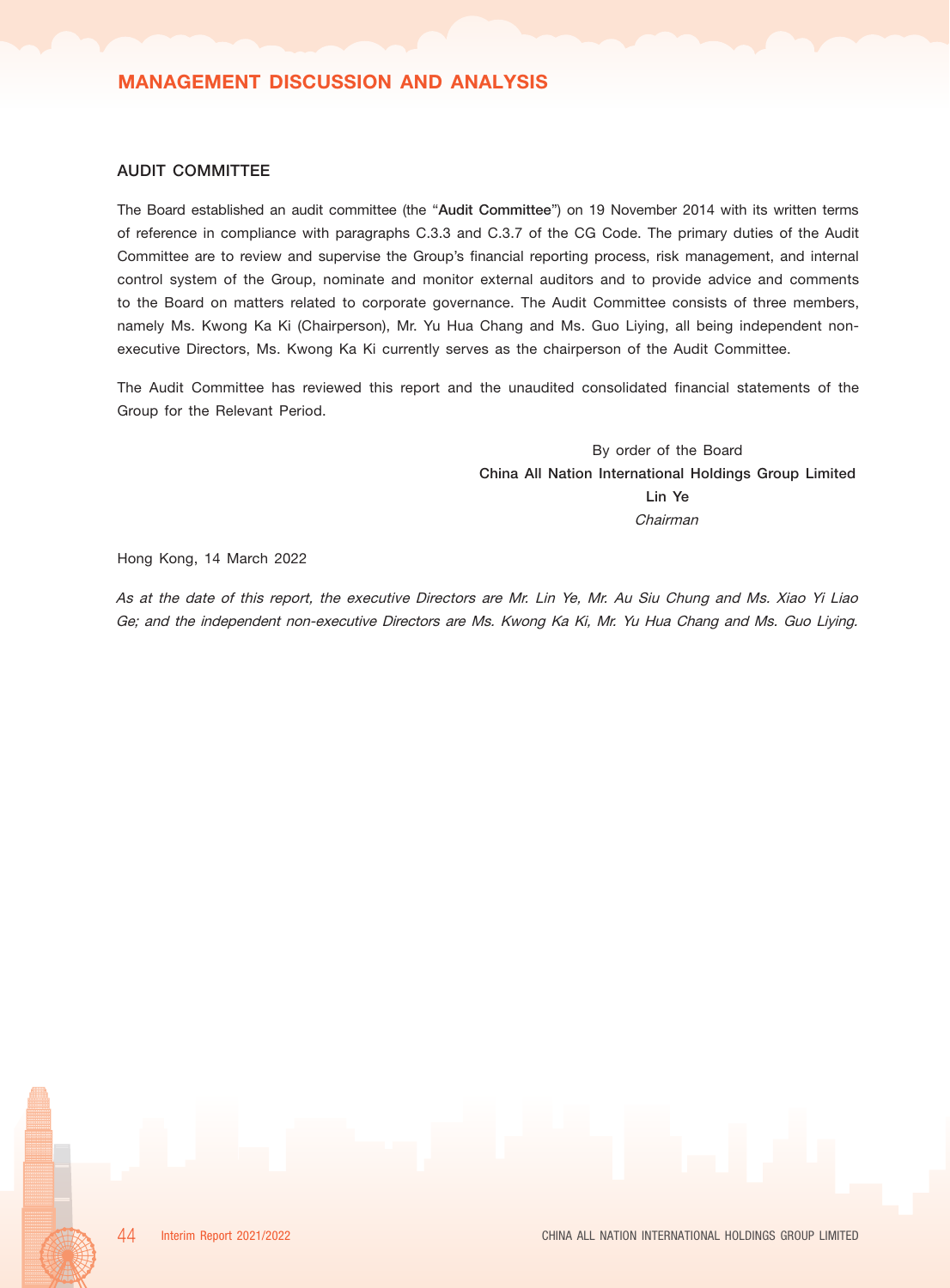## AUDIT COMMITTEE

The Board established an audit committee (the "**Audit Committee**") on 19 November 2014 with its written terms of reference in compliance with paragraphs C.3.3 and C.3.7 of the CG Code. The primary duties of the Audit Committee are to review and supervise the Group's financial reporting process, risk management, and internal control system of the Group, nominate and monitor external auditors and to provide advice and comments to the Board on matters related to corporate governance. The Audit Committee consists of three members, namely Ms. Kwong Ka Ki (Chairperson), Mr. Yu Hua Chang and Ms. Guo Liying, all being independent non-executive Directors, Ms. Kwong Ka Ki currently serves as the chairperson of the Audit Committee.

The Audit Committee has reviewed this report and the unaudited consolidated financial statements of the Group for the Relevant Period.

By order of the Board
**China All Nation International Holdings Group Limited**
**Lin Ye**
*Chairman*

Hong Kong, 14 March 2022

*As at the date of this report, the executive Directors are Mr. Lin Ye, Mr. Au Siu Chung and Ms. Xiao Yi Liao Ge; and the independent non-executive Directors are Ms. Kwong Ka Ki, Mr. Yu Hua Chang and Ms. Guo Liying.*